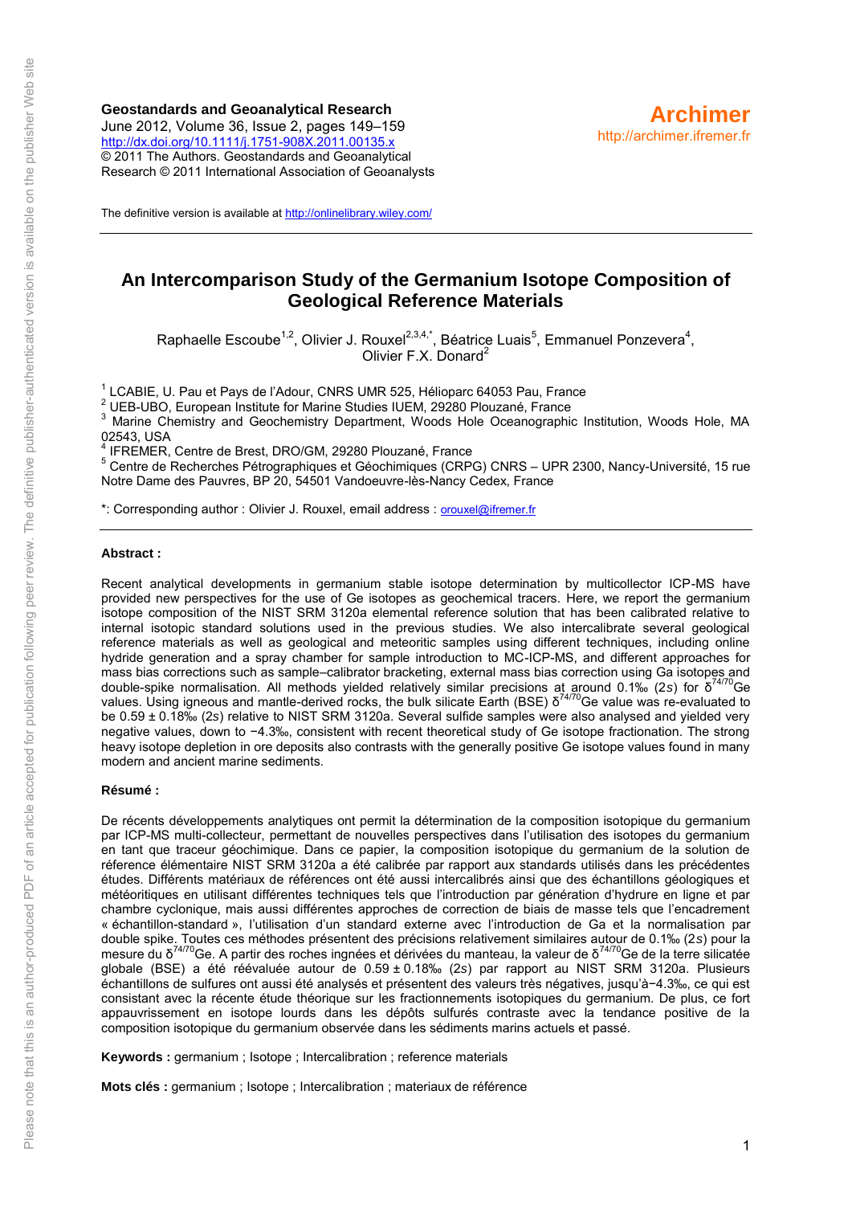**Geostandards and Geoanalytical Research**
June 2012, Volume 36, Issue 2, pages 149–159
http://dx.doi.org/10.1111/j.1751-908X.2011.00135.x
© 2011 The Authors. Geostandards and Geoanalytical Research © 2011 International Association of Geoanalysts

**Archimer**
http://archimer.ifremer.fr

The definitive version is available at http://onlinelibrary.wiley.com/

---

# An Intercomparison Study of the Germanium Isotope Composition of Geological Reference Materials

Raphaelle Escoube[1,2], Olivier J. Rouxel[2,3,4,*], Béatrice Luais[5], Emmanuel Ponzevera[4], Olivier F.X. Donard[2]

[1] LCABIE, U. Pau et Pays de l'Adour, CNRS UMR 525, Hélioparc 64053 Pau, France
[2] UEB-UBO, European Institute for Marine Studies IUEM, 29280 Plouzané, France
[3] Marine Chemistry and Geochemistry Department, Woods Hole Oceanographic Institution, Woods Hole, MA 02543, USA
[4] IFREMER, Centre de Brest, DRO/GM, 29280 Plouzané, France
[5] Centre de Recherches Pétrographiques et Géochimiques (CRPG) CNRS – UPR 2300, Nancy-Université, 15 rue Notre Dame des Pauvres, BP 20, 54501 Vandoeuvre-lès-Nancy Cedex, France

*: Corresponding author : Olivier J. Rouxel, email address : orouxel@ifremer.fr

---

**Abstract :**

Recent analytical developments in germanium stable isotope determination by multicollector ICP-MS have provided new perspectives for the use of Ge isotopes as geochemical tracers. Here, we report the germanium isotope composition of the NIST SRM 3120a elemental reference solution that has been calibrated relative to internal isotopic standard solutions used in the previous studies. We also intercalibrate several geological reference materials as well as geological and meteoritic samples using different techniques, including online hydride generation and a spray chamber for sample introduction to MC-ICP-MS, and different approaches for mass bias corrections such as sample–calibrator bracketing, external mass bias correction using Ga isotopes and double-spike normalisation. All methods yielded relatively similar precisions at around 0.1‰ (2*s*) for $\delta^{74/70}$Ge values. Using igneous and mantle-derived rocks, the bulk silicate Earth (BSE) $\delta^{74/70}$Ge value was re-evaluated to be 0.59 ± 0.18‰ (2*s*) relative to NIST SRM 3120a. Several sulfide samples were also analysed and yielded very negative values, down to −4.3‰, consistent with recent theoretical study of Ge isotope fractionation. The strong heavy isotope depletion in ore deposits also contrasts with the generally positive Ge isotope values found in many modern and ancient marine sediments.

**Résumé :**

De récents développements analytiques ont permit la détermination de la composition isotopique du germanium par ICP-MS multi-collecteur, permettant de nouvelles perspectives dans l'utilisation des isotopes du germanium en tant que traceur géochimique. Dans ce papier, la composition isotopique du germanium de la solution de réference élémentaire NIST SRM 3120a a été calibrée par rapport aux standards utilisés dans les précédentes études. Différents matériaux de références ont été aussi intercalibrés ainsi que des échantillons géologiques et météoritiques en utilisant différentes techniques tels que l'introduction par génération d'hydrure en ligne et par chambre cyclonique, mais aussi différentes approches de correction de biais de masse tels que l'encadrement « échantillon-standard », l'utilisation d'un standard externe avec l'introduction de Ga et la normalisation par double spike. Toutes ces méthodes présentent des précisions relativement similaires autour de 0.1‰ (2*s*) pour la mesure du $\delta^{74/70}$Ge. A partir des roches ingnées et dérivées du manteau, la valeur de $\delta^{74/70}$Ge de la terre silicatée globale (BSE) a été réévaluée autour de 0.59 ± 0.18‰ (2*s*) par rapport au NIST SRM 3120a. Plusieurs échantillons de sulfures ont aussi été analysés et présentent des valeurs très négatives, jusqu'à−4.3‰, ce qui est consistant avec la récente étude théorique sur les fractionnements isotopiques du germanium. De plus, ce fort appauvrissement en isotope lourds dans les dépôts sulfurés contraste avec la tendance positive de la composition isotopique du germanium observée dans les sédiments marins actuels et passé.

**Keywords :** germanium ; Isotope ; Intercalibration ; reference materials

**Mots clés :** germanium ; Isotope ; Intercalibration ; materiaux de référence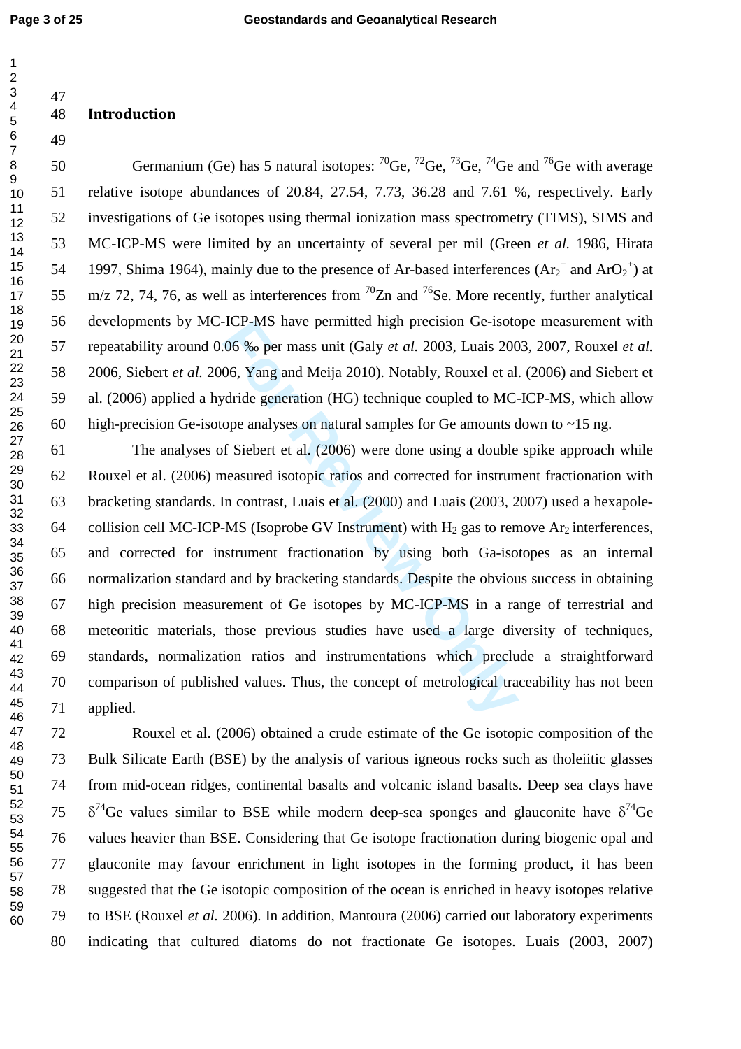## Introduction

Germanium (Ge) has 5 natural isotopes: $^{70}$Ge, $^{72}$Ge, $^{73}$Ge, $^{74}$Ge and $^{76}$Ge with average relative isotope abundances of 20.84, 27.54, 7.73, 36.28 and 7.61 %, respectively. Early investigations of Ge isotopes using thermal ionization mass spectrometry (TIMS), SIMS and MC-ICP-MS were limited by an uncertainty of several per mil (Green *et al.* 1986, Hirata 1997, Shima 1964), mainly due to the presence of Ar-based interferences ($Ar_2^+$ and $ArO_2^+$) at m/z 72, 74, 76, as well as interferences from $^{70}$Zn and $^{76}$Se. More recently, further analytical developments by MC-ICP-MS have permitted high precision Ge-isotope measurement with repeatability around 0.06 ‰ per mass unit (Galy *et al.* 2003, Luais 2003, 2007, Rouxel *et al.* 2006, Siebert *et al.* 2006, Yang and Meija 2010). Notably, Rouxel et al. (2006) and Siebert et al. (2006) applied a hydride generation (HG) technique coupled to MC-ICP-MS, which allow high-precision Ge-isotope analyses on natural samples for Ge amounts down to ~15 ng.

The analyses of Siebert et al. (2006) were done using a double spike approach while Rouxel et al. (2006) measured isotopic ratios and corrected for instrument fractionation with bracketing standards. In contrast, Luais et al. (2000) and Luais (2003, 2007) used a hexapole-collision cell MC-ICP-MS (Isoprobe GV Instrument) with $H_2$ gas to remove $Ar_2$ interferences, and corrected for instrument fractionation by using both Ga-isotopes as an internal normalization standard and by bracketing standards. Despite the obvious success in obtaining high precision measurement of Ge isotopes by MC-ICP-MS in a range of terrestrial and meteoritic materials, those previous studies have used a large diversity of techniques, standards, normalization ratios and instrumentations which preclude a straightforward comparison of published values. Thus, the concept of metrological traceability has not been applied.

Rouxel et al. (2006) obtained a crude estimate of the Ge isotopic composition of the Bulk Silicate Earth (BSE) by the analysis of various igneous rocks such as tholeiitic glasses from mid-ocean ridges, continental basalts and volcanic island basalts. Deep sea clays have $\delta^{74}$Ge values similar to BSE while modern deep-sea sponges and glauconite have $\delta^{74}$Ge values heavier than BSE. Considering that Ge isotope fractionation during biogenic opal and glauconite may favour enrichment in light isotopes in the forming product, it has been suggested that the Ge isotopic composition of the ocean is enriched in heavy isotopes relative to BSE (Rouxel *et al.* 2006). In addition, Mantoura (2006) carried out laboratory experiments indicating that cultured diatoms do not fractionate Ge isotopes. Luais (2003, 2007)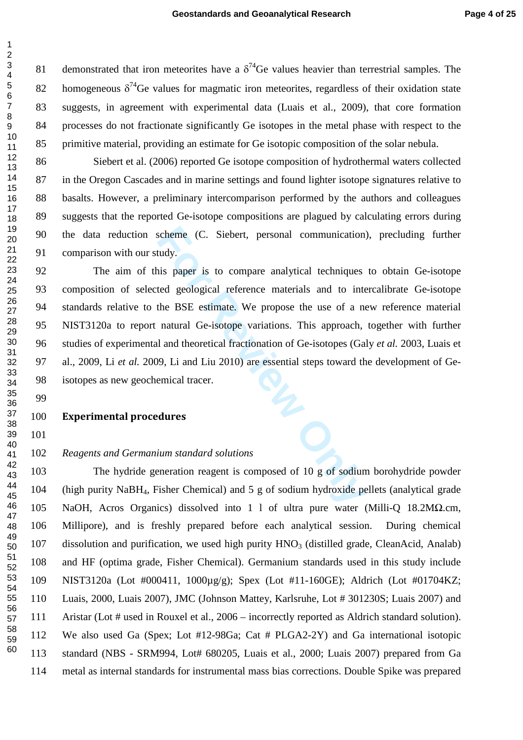demonstrated that iron meteorites have a $\delta^{74}$Ge values heavier than terrestrial samples. The homogeneous $\delta^{74}$Ge values for magmatic iron meteorites, regardless of their oxidation state suggests, in agreement with experimental data (Luais et al., 2009), that core formation processes do not fractionate significantly Ge isotopes in the metal phase with respect to the primitive material, providing an estimate for Ge isotopic composition of the solar nebula.

Siebert et al. (2006) reported Ge isotope composition of hydrothermal waters collected in the Oregon Cascades and in marine settings and found lighter isotope signatures relative to basalts. However, a preliminary intercomparison performed by the authors and colleagues suggests that the reported Ge-isotope compositions are plagued by calculating errors during the data reduction scheme (C. Siebert, personal communication), precluding further comparison with our study.

The aim of this paper is to compare analytical techniques to obtain Ge-isotope composition of selected geological reference materials and to intercalibrate Ge-isotope standards relative to the BSE estimate. We propose the use of a new reference material NIST3120a to report natural Ge-isotope variations. This approach, together with further studies of experimental and theoretical fractionation of Ge-isotopes (Galy *et al.* 2003, Luais et al., 2009, Li *et al.* 2009, Li and Liu 2010) are essential steps toward the development of Ge-isotopes as new geochemical tracer.

## Experimental procedures

### *Reagents and Germanium standard solutions*

The hydride generation reagent is composed of 10 g of sodium borohydride powder (high purity $NaBH_4$, Fisher Chemical) and 5 g of sodium hydroxide pellets (analytical grade NaOH, Acros Organics) dissolved into 1 l of ultra pure water (Milli-Q 18.2MΩ.cm, Millipore), and is freshly prepared before each analytical session. During chemical dissolution and purification, we used high purity $HNO_3$ (distilled grade, CleanAcid, Analab) and HF (optima grade, Fisher Chemical). Germanium standards used in this study include NIST3120a (Lot #000411, 1000µg/g); Spex (Lot #11-160GE); Aldrich (Lot #01704KZ; Luais, 2000, Luais 2007), JMC (Johnson Mattey, Karlsruhe, Lot # 301230S; Luais 2007) and Aristar (Lot # used in Rouxel et al., 2006 – incorrectly reported as Aldrich standard solution). We also used Ga (Spex; Lot #12-98Ga; Cat # PLGA2-2Y) and Ga international isotopic standard (NBS - SRM994, Lot# 680205, Luais et al., 2000; Luais 2007) prepared from Ga metal as internal standards for instrumental mass bias corrections. Double Spike was prepared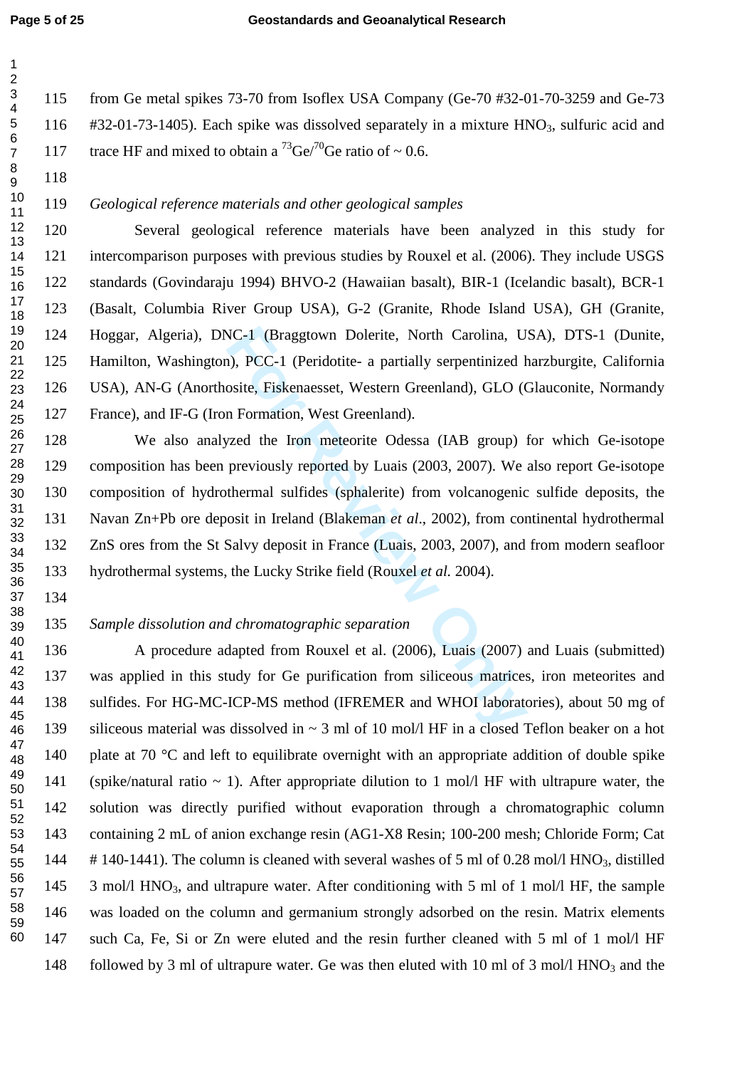from Ge metal spikes 73-70 from Isoflex USA Company (Ge-70 #32-01-70-3259 and Ge-73 #32-01-73-1405). Each spike was dissolved separately in a mixture $HNO_3$, sulfuric acid and trace HF and mixed to obtain a $^{73}Ge/^{70}Ge$ ratio of ~ 0.6.

*Geological reference materials and other geological samples*

Several geological reference materials have been analyzed in this study for intercomparison purposes with previous studies by Rouxel et al. (2006). They include USGS standards (Govindaraju 1994) BHVO-2 (Hawaiian basalt), BIR-1 (Icelandic basalt), BCR-1 (Basalt, Columbia River Group USA), G-2 (Granite, Rhode Island USA), GH (Granite, Hoggar, Algeria), DNC-1 (Braggtown Dolerite, North Carolina, USA), DTS-1 (Dunite, Hamilton, Washington), PCC-1 (Peridotite- a partially serpentinized harzburgite, California USA), AN-G (Anorthosite, Fiskenaesset, Western Greenland), GLO (Glauconite, Normandy France), and IF-G (Iron Formation, West Greenland).

We also analyzed the Iron meteorite Odessa (IAB group) for which Ge-isotope composition has been previously reported by Luais (2003, 2007). We also report Ge-isotope composition of hydrothermal sulfides (sphalerite) from volcanogenic sulfide deposits, the Navan Zn+Pb ore deposit in Ireland (Blakeman *et al*., 2002), from continental hydrothermal ZnS ores from the St Salvy deposit in France (Luais, 2003, 2007), and from modern seafloor hydrothermal systems, the Lucky Strike field (Rouxel *et al.* 2004).

*Sample dissolution and chromatographic separation*

A procedure adapted from Rouxel et al. (2006), Luais (2007) and Luais (submitted) was applied in this study for Ge purification from siliceous matrices, iron meteorites and sulfides. For HG-MC-ICP-MS method (IFREMER and WHOI laboratories), about 50 mg of siliceous material was dissolved in ~ 3 ml of 10 mol/l HF in a closed Teflon beaker on a hot plate at 70 °C and left to equilibrate overnight with an appropriate addition of double spike (spike/natural ratio ~ 1). After appropriate dilution to 1 mol/l HF with ultrapure water, the solution was directly purified without evaporation through a chromatographic column containing 2 mL of anion exchange resin (AG1-X8 Resin; 100-200 mesh; Chloride Form; Cat # 140-1441). The column is cleaned with several washes of 5 ml of 0.28 mol/l $HNO_3$, distilled 3 mol/l $HNO_3$, and ultrapure water. After conditioning with 5 ml of 1 mol/l HF, the sample was loaded on the column and germanium strongly adsorbed on the resin. Matrix elements such Ca, Fe, Si or Zn were eluted and the resin further cleaned with 5 ml of 1 mol/l HF followed by 3 ml of ultrapure water. Ge was then eluted with 10 ml of 3 mol/l $HNO_3$ and the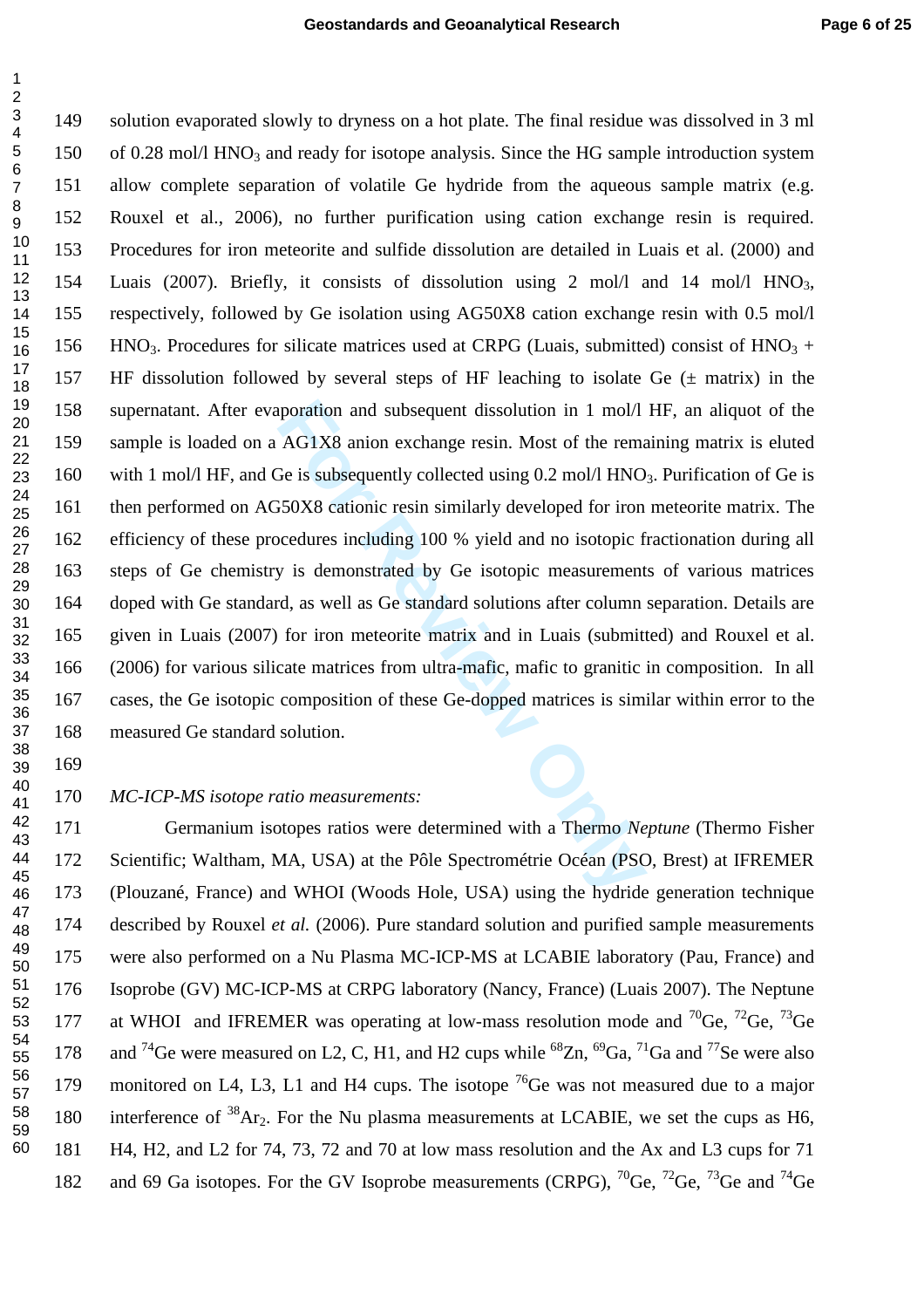solution evaporated slowly to dryness on a hot plate. The final residue was dissolved in 3 ml of 0.28 mol/l $HNO_3$ and ready for isotope analysis. Since the HG sample introduction system allow complete separation of volatile Ge hydride from the aqueous sample matrix (e.g. Rouxel et al., 2006), no further purification using cation exchange resin is required. Procedures for iron meteorite and sulfide dissolution are detailed in Luais et al. (2000) and Luais (2007). Briefly, it consists of dissolution using 2 mol/l and 14 mol/l $HNO_3$, respectively, followed by Ge isolation using AG50X8 cation exchange resin with 0.5 mol/l $HNO_3$. Procedures for silicate matrices used at CRPG (Luais, submitted) consist of $HNO_3$ + HF dissolution followed by several steps of HF leaching to isolate Ge (± matrix) in the supernatant. After evaporation and subsequent dissolution in 1 mol/l HF, an aliquot of the sample is loaded on a AG1X8 anion exchange resin. Most of the remaining matrix is eluted with 1 mol/l HF, and Ge is subsequently collected using 0.2 mol/l $HNO_3$. Purification of Ge is then performed on AG50X8 cationic resin similarly developed for iron meteorite matrix. The efficiency of these procedures including 100 % yield and no isotopic fractionation during all steps of Ge chemistry is demonstrated by Ge isotopic measurements of various matrices doped with Ge standard, as well as Ge standard solutions after column separation. Details are given in Luais (2007) for iron meteorite matrix and in Luais (submitted) and Rouxel et al. (2006) for various silicate matrices from ultra-mafic, mafic to granitic in composition. In all cases, the Ge isotopic composition of these Ge-dopped matrices is similar within error to the measured Ge standard solution.

*MC-ICP-MS isotope ratio measurements:*

Germanium isotopes ratios were determined with a Thermo *Neptune* (Thermo Fisher Scientific; Waltham, MA, USA) at the Pôle Spectrométrie Océan (PSO, Brest) at IFREMER (Plouzané, France) and WHOI (Woods Hole, USA) using the hydride generation technique described by Rouxel *et al.* (2006). Pure standard solution and purified sample measurements were also performed on a Nu Plasma MC-ICP-MS at LCABIE laboratory (Pau, France) and Isoprobe (GV) MC-ICP-MS at CRPG laboratory (Nancy, France) (Luais 2007). The Neptune at WHOI and IFREMER was operating at low-mass resolution mode and $^{70}$Ge, $^{72}$Ge, $^{73}$Ge and $^{74}$Ge were measured on L2, C, H1, and H2 cups while $^{68}$Zn, $^{69}$Ga, $^{71}$Ga and $^{77}$Se were also monitored on L4, L3, L1 and H4 cups. The isotope $^{76}$Ge was not measured due to a major interference of $^{38}Ar_2$. For the Nu plasma measurements at LCABIE, we set the cups as H6, H4, H2, and L2 for 74, 73, 72 and 70 at low mass resolution and the Ax and L3 cups for 71 and 69 Ga isotopes. For the GV Isoprobe measurements (CRPG), $^{70}$Ge, $^{72}$Ge, $^{73}$Ge and $^{74}$Ge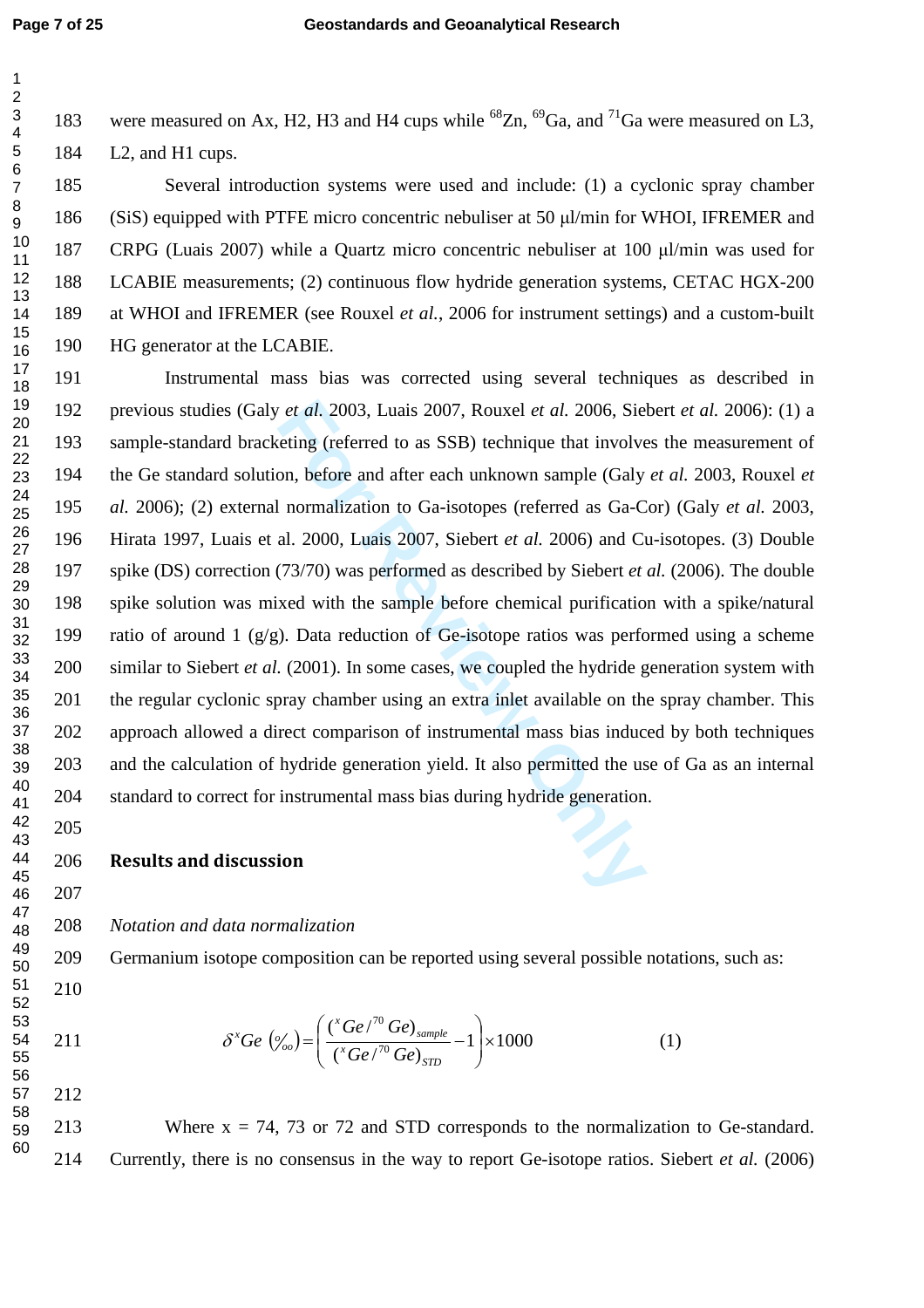were measured on Ax, H2, H3 and H4 cups while $^{68}Zn$, $^{69}Ga$, and $^{71}Ga$ were measured on L3, L2, and H1 cups.

Several introduction systems were used and include: (1) a cyclonic spray chamber (SiS) equipped with PTFE micro concentric nebuliser at 50 μl/min for WHOI, IFREMER and CRPG (Luais 2007) while a Quartz micro concentric nebuliser at 100 μl/min was used for LCABIE measurements; (2) continuous flow hydride generation systems, CETAC HGX-200 at WHOI and IFREMER (see Rouxel *et al.*, 2006 for instrument settings) and a custom-built HG generator at the LCABIE.

Instrumental mass bias was corrected using several techniques as described in previous studies (Galy *et al.* 2003, Luais 2007, Rouxel *et al.* 2006, Siebert *et al.* 2006): (1) a sample-standard bracketing (referred to as SSB) technique that involves the measurement of the Ge standard solution, before and after each unknown sample (Galy *et al.* 2003, Rouxel *et al.* 2006); (2) external normalization to Ga-isotopes (referred as Ga-Cor) (Galy *et al.* 2003, Hirata 1997, Luais et al. 2000, Luais 2007, Siebert *et al.* 2006) and Cu-isotopes. (3) Double spike (DS) correction (73/70) was performed as described by Siebert *et al.* (2006). The double spike solution was mixed with the sample before chemical purification with a spike/natural ratio of around 1 (g/g). Data reduction of Ge-isotope ratios was performed using a scheme similar to Siebert *et al.* (2001). In some cases, we coupled the hydride generation system with the regular cyclonic spray chamber using an extra inlet available on the spray chamber. This approach allowed a direct comparison of instrumental mass bias induced by both techniques and the calculation of hydride generation yield. It also permitted the use of Ga as an internal standard to correct for instrumental mass bias during hydride generation.

## Results and discussion

*Notation and data normalization*

Germanium isotope composition can be reported using several possible notations, such as:

$$\delta^{x}Ge\ (‰) = \left( \frac{(^{x}Ge/^{70}Ge)_{sample}}{(^{x}Ge/^{70}Ge)_{STD}} - 1 \right) \times 1000 \qquad (1)$$

Where x = 74, 73 or 72 and STD corresponds to the normalization to Ge-standard. Currently, there is no consensus in the way to report Ge-isotope ratios. Siebert *et al.* (2006)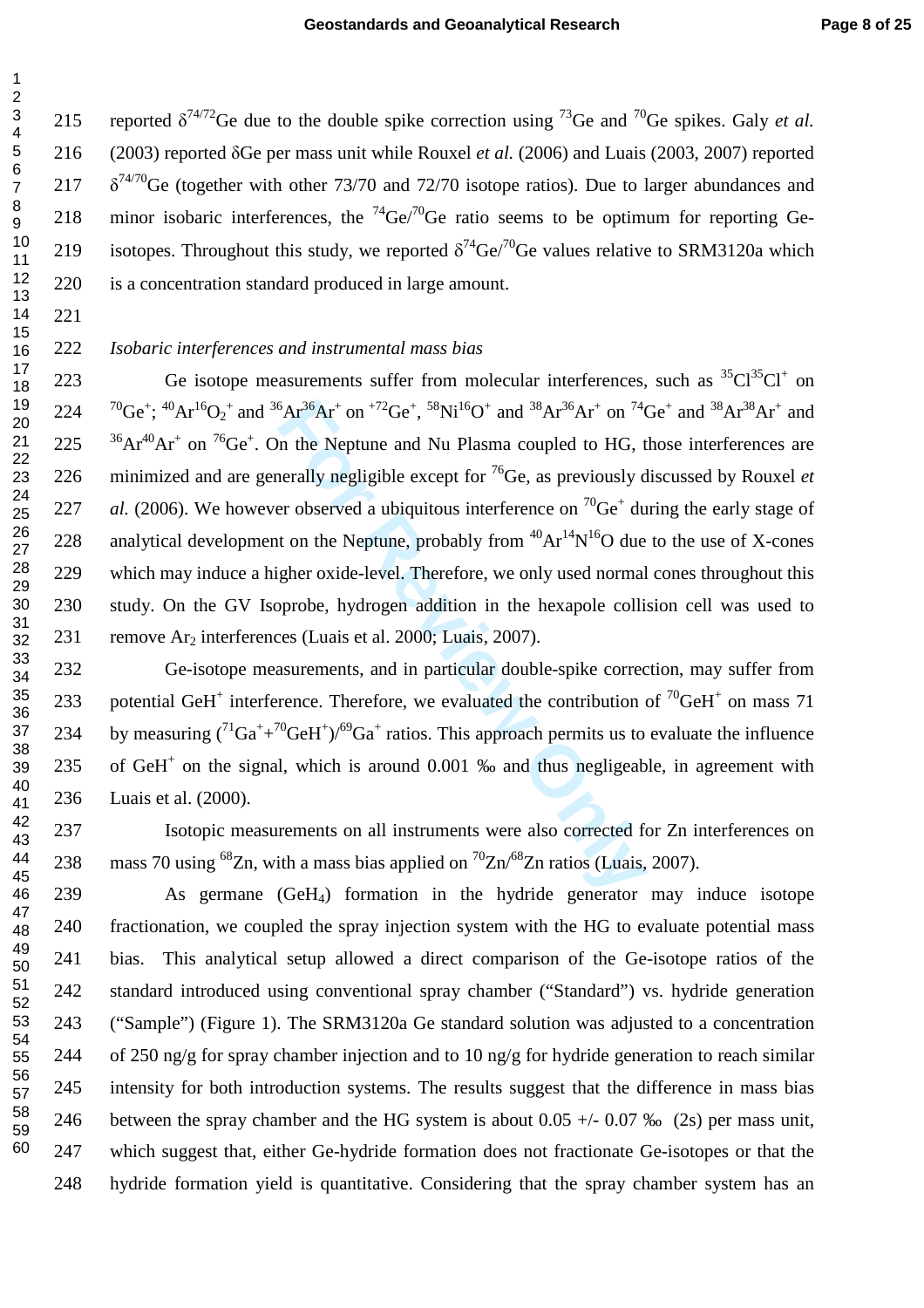reported $\delta^{74/72}$Ge due to the double spike correction using $^{73}$Ge and $^{70}$Ge spikes. Galy *et al.* (2003) reported δGe per mass unit while Rouxel *et al.* (2006) and Luais (2003, 2007) reported $\delta^{74/70}$Ge (together with other 73/70 and 72/70 isotope ratios). Due to larger abundances and minor isobaric interferences, the $^{74}$Ge/$^{70}$Ge ratio seems to be optimum for reporting Ge-isotopes. Throughout this study, we reported $\delta^{74}$Ge/$^{70}$Ge values relative to SRM3120a which is a concentration standard produced in large amount.

*Isobaric interferences and instrumental mass bias*

Ge isotope measurements suffer from molecular interferences, such as $^{35}Cl^{35}Cl^{+}$ on $^{70}Ge^{+}$; $^{40}Ar^{16}O_2^{+}$ and $^{36}Ar^{36}Ar^{+}$ on $^{+72}Ge^{+}$, $^{58}Ni^{16}O^{+}$ and $^{38}Ar^{36}Ar^{+}$ on $^{74}Ge^{+}$ and $^{38}Ar^{38}Ar^{+}$ and $^{36}Ar^{40}Ar^{+}$ on $^{76}Ge^{+}$. On the Neptune and Nu Plasma coupled to HG, those interferences are minimized and are generally negligible except for $^{76}$Ge, as previously discussed by Rouxel *et al.* (2006). We however observed a ubiquitous interference on $^{70}Ge^{+}$ during the early stage of analytical development on the Neptune, probably from $^{40}Ar^{14}N^{16}O$ due to the use of X-cones which may induce a higher oxide-level. Therefore, we only used normal cones throughout this study. On the GV Isoprobe, hydrogen addition in the hexapole collision cell was used to remove $Ar_2$ interferences (Luais et al. 2000; Luais, 2007).

Ge-isotope measurements, and in particular double-spike correction, may suffer from potential $GeH^{+}$ interference. Therefore, we evaluated the contribution of $^{70}GeH^{+}$ on mass 71 by measuring ($^{71}Ga^{+}$+$^{70}GeH^{+}$)/$^{69}Ga^{+}$ ratios. This approach permits us to evaluate the influence of $GeH^{+}$ on the signal, which is around 0.001 ‰ and thus negligeable, in agreement with Luais et al. (2000).

Isotopic measurements on all instruments were also corrected for Zn interferences on mass 70 using $^{68}$Zn, with a mass bias applied on $^{70}$Zn/$^{68}$Zn ratios (Luais, 2007).

As germane ($GeH_4$) formation in the hydride generator may induce isotope fractionation, we coupled the spray injection system with the HG to evaluate potential mass bias. This analytical setup allowed a direct comparison of the Ge-isotope ratios of the standard introduced using conventional spray chamber ("Standard") vs. hydride generation ("Sample") (Figure 1). The SRM3120a Ge standard solution was adjusted to a concentration of 250 ng/g for spray chamber injection and to 10 ng/g for hydride generation to reach similar intensity for both introduction systems. The results suggest that the difference in mass bias between the spray chamber and the HG system is about 0.05 +/- 0.07 ‰ (2s) per mass unit, which suggest that, either Ge-hydride formation does not fractionate Ge-isotopes or that the hydride formation yield is quantitative. Considering that the spray chamber system has an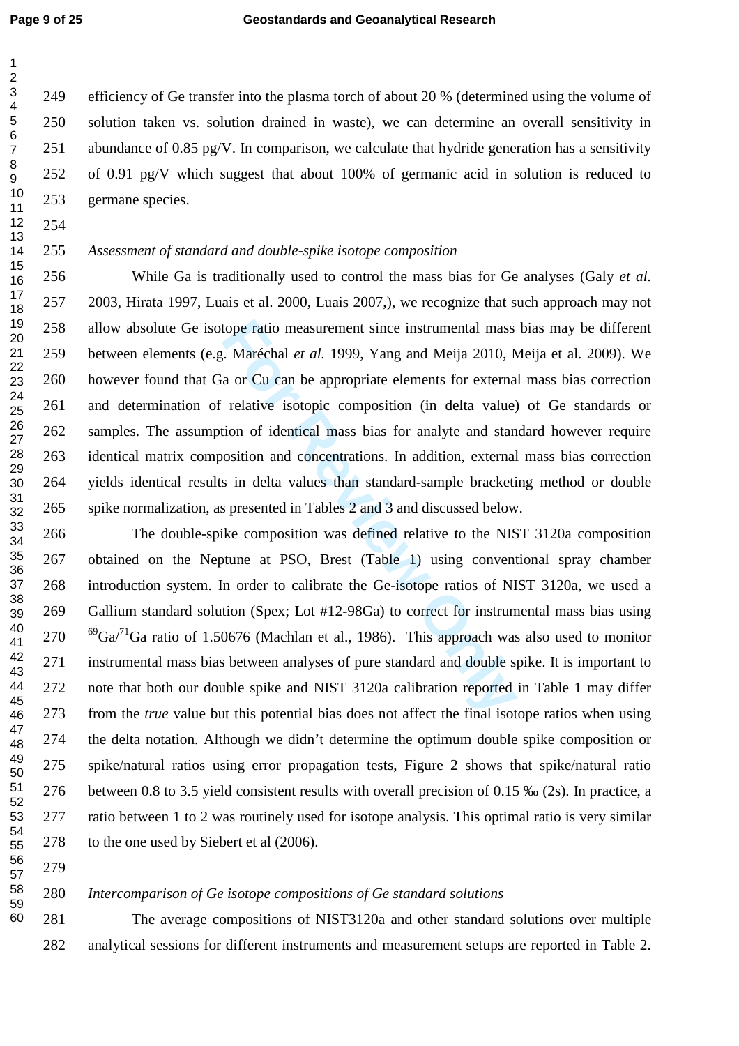efficiency of Ge transfer into the plasma torch of about 20 % (determined using the volume of solution taken vs. solution drained in waste), we can determine an overall sensitivity in abundance of 0.85 pg/V. In comparison, we calculate that hydride generation has a sensitivity of 0.91 pg/V which suggest that about 100% of germanic acid in solution is reduced to germane species.

*Assessment of standard and double-spike isotope composition*

While Ga is traditionally used to control the mass bias for Ge analyses (Galy *et al.* 2003, Hirata 1997, Luais et al. 2000, Luais 2007,), we recognize that such approach may not allow absolute Ge isotope ratio measurement since instrumental mass bias may be different between elements (e.g. Maréchal *et al.* 1999, Yang and Meija 2010, Meija et al. 2009). We however found that Ga or Cu can be appropriate elements for external mass bias correction and determination of relative isotopic composition (in delta value) of Ge standards or samples. The assumption of identical mass bias for analyte and standard however require identical matrix composition and concentrations. In addition, external mass bias correction yields identical results in delta values than standard-sample bracketing method or double spike normalization, as presented in Tables 2 and 3 and discussed below.

The double-spike composition was defined relative to the NIST 3120a composition obtained on the Neptune at PSO, Brest (Table 1) using conventional spray chamber introduction system. In order to calibrate the Ge-isotope ratios of NIST 3120a, we used a Gallium standard solution (Spex; Lot #12-98Ga) to correct for instrumental mass bias using $^{69}Ga/^{71}Ga$ ratio of 1.50676 (Machlan et al., 1986). This approach was also used to monitor instrumental mass bias between analyses of pure standard and double spike. It is important to note that both our double spike and NIST 3120a calibration reported in Table 1 may differ from the *true* value but this potential bias does not affect the final isotope ratios when using the delta notation. Although we didn't determine the optimum double spike composition or spike/natural ratios using error propagation tests, Figure 2 shows that spike/natural ratio between 0.8 to 3.5 yield consistent results with overall precision of 0.15 ‰ (2s). In practice, a ratio between 1 to 2 was routinely used for isotope analysis. This optimal ratio is very similar to the one used by Siebert et al (2006).

*Intercomparison of Ge isotope compositions of Ge standard solutions*

The average compositions of NIST3120a and other standard solutions over multiple analytical sessions for different instruments and measurement setups are reported in Table 2.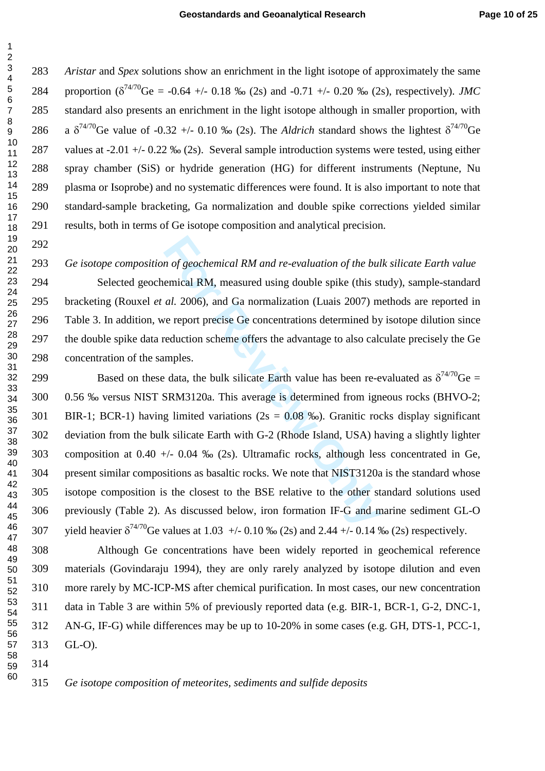*Aristar* and *Spex* solutions show an enrichment in the light isotope of approximately the same proportion ($\delta^{74/70}$Ge = -0.64 +/- 0.18 ‰ (2s) and -0.71 +/- 0.20 ‰ (2s), respectively). *JMC* standard also presents an enrichment in the light isotope although in smaller proportion, with a $\delta^{74/70}$Ge value of -0.32 +/- 0.10 ‰ (2s). The *Aldrich* standard shows the lightest $\delta^{74/70}$Ge values at -2.01 +/- 0.22 ‰ (2s). Several sample introduction systems were tested, using either spray chamber (SiS) or hydride generation (HG) for different instruments (Neptune, Nu plasma or Isoprobe) and no systematic differences were found. It is also important to note that standard-sample bracketing, Ga normalization and double spike corrections yielded similar results, both in terms of Ge isotope composition and analytical precision.

*Ge isotope composition of geochemical RM and re-evaluation of the bulk silicate Earth value*

Selected geochemical RM, measured using double spike (this study), sample-standard bracketing (Rouxel *et al.* 2006), and Ga normalization (Luais 2007) methods are reported in Table 3. In addition, we report precise Ge concentrations determined by isotope dilution since the double spike data reduction scheme offers the advantage to also calculate precisely the Ge concentration of the samples.

Based on these data, the bulk silicate Earth value has been re-evaluated as $\delta^{74/70}$Ge = 0.56 ‰ versus NIST SRM3120a. This average is determined from igneous rocks (BHVO-2; BIR-1; BCR-1) having limited variations (2s = 0.08 ‰). Granitic rocks display significant deviation from the bulk silicate Earth with G-2 (Rhode Island, USA) having a slightly lighter composition at 0.40 +/- 0.04 ‰ (2s). Ultramafic rocks, although less concentrated in Ge, present similar compositions as basaltic rocks. We note that NIST3120a is the standard whose isotope composition is the closest to the BSE relative to the other standard solutions used previously (Table 2). As discussed below, iron formation IF-G and marine sediment GL-O yield heavier $\delta^{74/70}$Ge values at 1.03 +/- 0.10 ‰ (2s) and 2.44 +/- 0.14 ‰ (2s) respectively.

Although Ge concentrations have been widely reported in geochemical reference materials (Govindaraju 1994), they are only rarely analyzed by isotope dilution and even more rarely by MC-ICP-MS after chemical purification. In most cases, our new concentration data in Table 3 are within 5% of previously reported data (e.g. BIR-1, BCR-1, G-2, DNC-1, AN-G, IF-G) while differences may be up to 10-20% in some cases (e.g. GH, DTS-1, PCC-1, GL-O).

*Ge isotope composition of meteorites, sediments and sulfide deposits*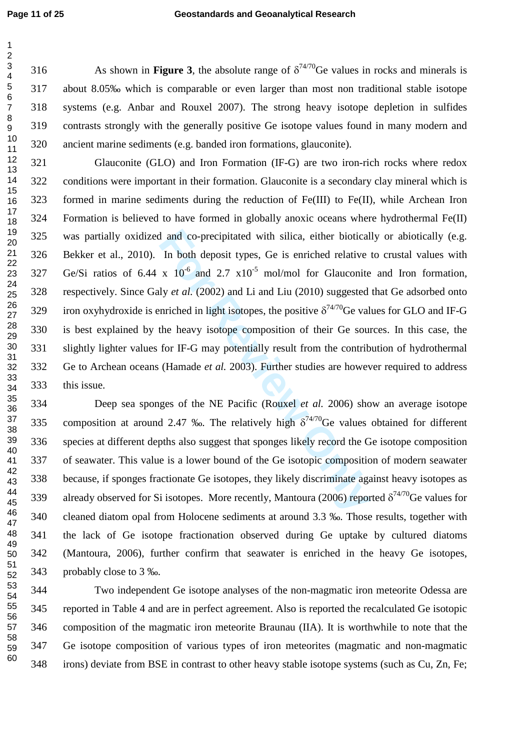As shown in **Figure 3**, the absolute range of $\delta^{74/70}$Ge values in rocks and minerals is about 8.05‰ which is comparable or even larger than most non traditional stable isotope systems (e.g. Anbar and Rouxel 2007). The strong heavy isotope depletion in sulfides contrasts strongly with the generally positive Ge isotope values found in many modern and ancient marine sediments (e.g. banded iron formations, glauconite).

Glauconite (GLO) and Iron Formation (IF-G) are two iron-rich rocks where redox conditions were important in their formation. Glauconite is a secondary clay mineral which is formed in marine sediments during the reduction of Fe(III) to Fe(II), while Archean Iron Formation is believed to have formed in globally anoxic oceans where hydrothermal Fe(II) was partially oxidized and co-precipitated with silica, either biotically or abiotically (e.g. Bekker et al., 2010). In both deposit types, Ge is enriched relative to crustal values with Ge/Si ratios of $6.44 \times 10^{-6}$ and $2.7 \times 10^{-5}$ mol/mol for Glauconite and Iron formation, respectively. Since Galy *et al.* (2002) and Li and Liu (2010) suggested that Ge adsorbed onto iron oxyhydroxide is enriched in light isotopes, the positive $\delta^{74/70}$Ge values for GLO and IF-G is best explained by the heavy isotope composition of their Ge sources. In this case, the slightly lighter values for IF-G may potentially result from the contribution of hydrothermal Ge to Archean oceans (Hamade *et al.* 2003). Further studies are however required to address this issue.

Deep sea sponges of the NE Pacific (Rouxel *et al.* 2006) show an average isotope composition at around 2.47 ‰. The relatively high $\delta^{74/70}$Ge values obtained for different species at different depths also suggest that sponges likely record the Ge isotope composition of seawater. This value is a lower bound of the Ge isotopic composition of modern seawater because, if sponges fractionate Ge isotopes, they likely discriminate against heavy isotopes as already observed for Si isotopes. More recently, Mantoura (2006) reported $\delta^{74/70}$Ge values for cleaned diatom opal from Holocene sediments at around 3.3 ‰. Those results, together with the lack of Ge isotope fractionation observed during Ge uptake by cultured diatoms (Mantoura, 2006), further confirm that seawater is enriched in the heavy Ge isotopes, probably close to 3 ‰.

Two independent Ge isotope analyses of the non-magmatic iron meteorite Odessa are reported in Table 4 and are in perfect agreement. Also is reported the recalculated Ge isotopic composition of the magmatic iron meteorite Braunau (IIA). It is worthwhile to note that the Ge isotope composition of various types of iron meteorites (magmatic and non-magmatic irons) deviate from BSE in contrast to other heavy stable isotope systems (such as Cu, Zn, Fe;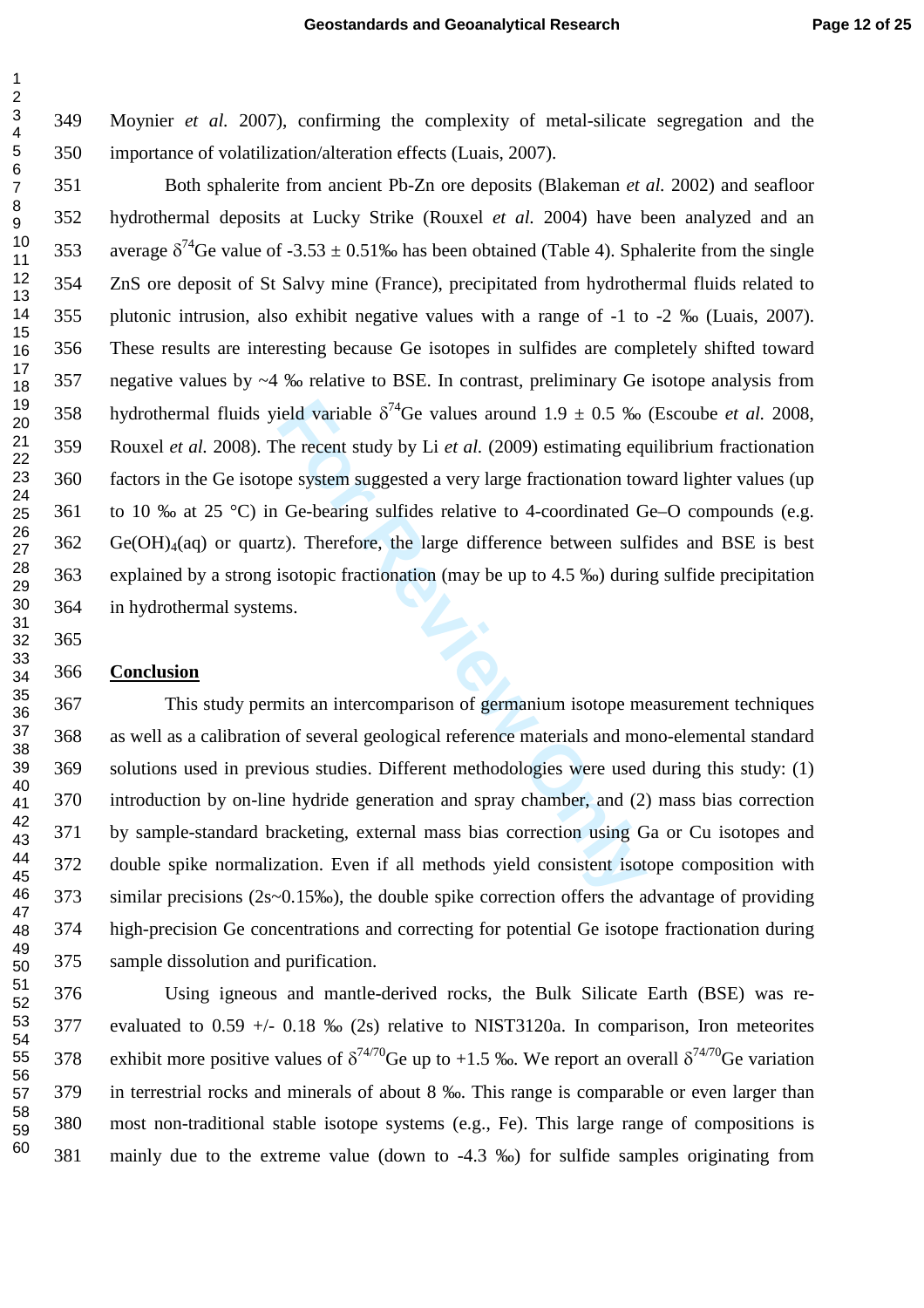Moynier *et al.* 2007), confirming the complexity of metal-silicate segregation and the importance of volatilization/alteration effects (Luais, 2007).

Both sphalerite from ancient Pb-Zn ore deposits (Blakeman *et al.* 2002) and seafloor hydrothermal deposits at Lucky Strike (Rouxel *et al.* 2004) have been analyzed and an average $\delta^{74}$Ge value of -3.53 ± 0.51‰ has been obtained (Table 4). Sphalerite from the single ZnS ore deposit of St Salvy mine (France), precipitated from hydrothermal fluids related to plutonic intrusion, also exhibit negative values with a range of -1 to -2 ‰ (Luais, 2007). These results are interesting because Ge isotopes in sulfides are completely shifted toward negative values by ~4 ‰ relative to BSE. In contrast, preliminary Ge isotope analysis from hydrothermal fluids yield variable $\delta^{74}$Ge values around 1.9 ± 0.5 ‰ (Escoube *et al.* 2008, Rouxel *et al.* 2008). The recent study by Li *et al.* (2009) estimating equilibrium fractionation factors in the Ge isotope system suggested a very large fractionation toward lighter values (up to 10 ‰ at 25 °C) in Ge-bearing sulfides relative to 4-coordinated Ge–O compounds (e.g. $Ge(OH)_4$(aq) or quartz). Therefore, the large difference between sulfides and BSE is best explained by a strong isotopic fractionation (may be up to 4.5 ‰) during sulfide precipitation in hydrothermal systems.

## Conclusion

This study permits an intercomparison of germanium isotope measurement techniques as well as a calibration of several geological reference materials and mono-elemental standard solutions used in previous studies. Different methodologies were used during this study: (1) introduction by on-line hydride generation and spray chamber, and (2) mass bias correction by sample-standard bracketing, external mass bias correction using Ga or Cu isotopes and double spike normalization. Even if all methods yield consistent isotope composition with similar precisions (2s~0.15‰), the double spike correction offers the advantage of providing high-precision Ge concentrations and correcting for potential Ge isotope fractionation during sample dissolution and purification.

Using igneous and mantle-derived rocks, the Bulk Silicate Earth (BSE) was re-evaluated to 0.59 +/- 0.18 ‰ (2s) relative to NIST3120a. In comparison, Iron meteorites exhibit more positive values of $\delta^{74/70}$Ge up to +1.5 ‰. We report an overall $\delta^{74/70}$Ge variation in terrestrial rocks and minerals of about 8 ‰. This range is comparable or even larger than most non-traditional stable isotope systems (e.g., Fe). This large range of compositions is mainly due to the extreme value (down to -4.3 ‰) for sulfide samples originating from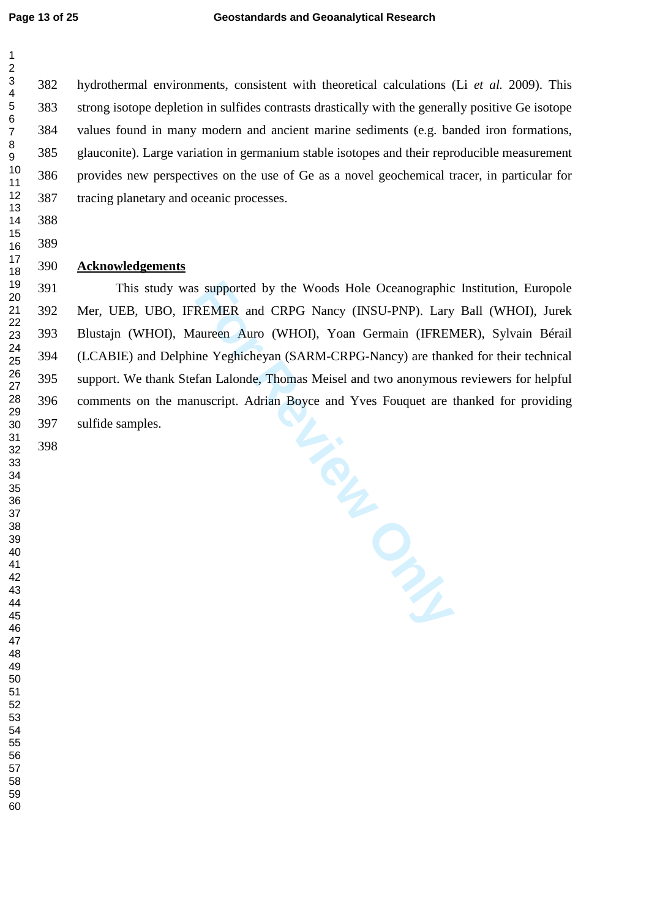hydrothermal environments, consistent with theoretical calculations (Li *et al.* 2009). This strong isotope depletion in sulfides contrasts drastically with the generally positive Ge isotope values found in many modern and ancient marine sediments (e.g. banded iron formations, glauconite). Large variation in germanium stable isotopes and their reproducible measurement provides new perspectives on the use of Ge as a novel geochemical tracer, in particular for tracing planetary and oceanic processes.

## Acknowledgements

This study was supported by the Woods Hole Oceanographic Institution, Europole Mer, UEB, UBO, IFREMER and CRPG Nancy (INSU-PNP). Lary Ball (WHOI), Jurek Blustajn (WHOI), Maureen Auro (WHOI), Yoan Germain (IFREMER), Sylvain Bérail (LCABIE) and Delphine Yeghicheyan (SARM-CRPG-Nancy) are thanked for their technical support. We thank Stefan Lalonde, Thomas Meisel and two anonymous reviewers for helpful comments on the manuscript. Adrian Boyce and Yves Fouquet are thanked for providing sulfide samples.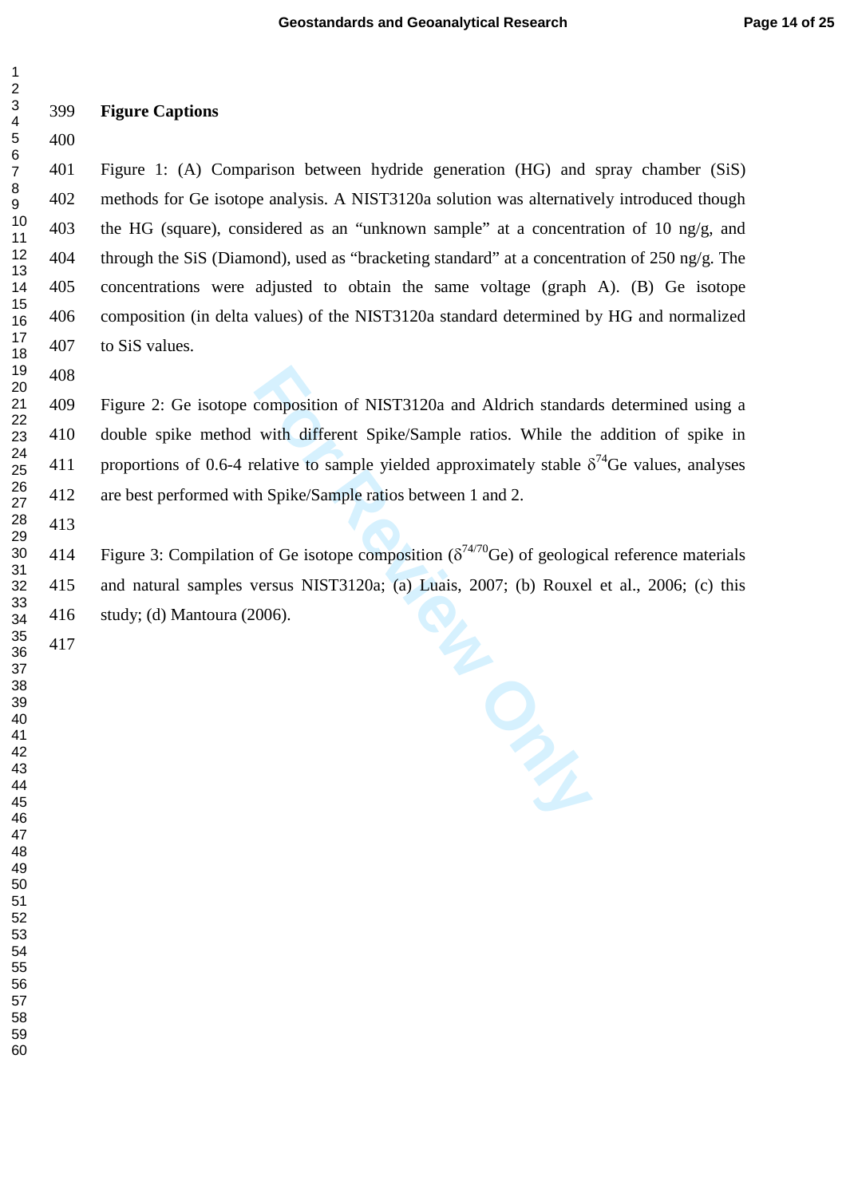## Figure Captions

Figure 1: (A) Comparison between hydride generation (HG) and spray chamber (SiS) methods for Ge isotope analysis. A NIST3120a solution was alternatively introduced though the HG (square), considered as an "unknown sample" at a concentration of 10 ng/g, and through the SiS (Diamond), used as "bracketing standard" at a concentration of 250 ng/g. The concentrations were adjusted to obtain the same voltage (graph A). (B) Ge isotope composition (in delta values) of the NIST3120a standard determined by HG and normalized to SiS values.

Figure 2: Ge isotope composition of NIST3120a and Aldrich standards determined using a double spike method with different Spike/Sample ratios. While the addition of spike in proportions of 0.6-4 relative to sample yielded approximately stable $\delta^{74}$Ge values, analyses are best performed with Spike/Sample ratios between 1 and 2.

Figure 3: Compilation of Ge isotope composition ($\delta^{74/70}$Ge) of geological reference materials and natural samples versus NIST3120a; (a) Luais, 2007; (b) Rouxel et al., 2006; (c) this study; (d) Mantoura (2006).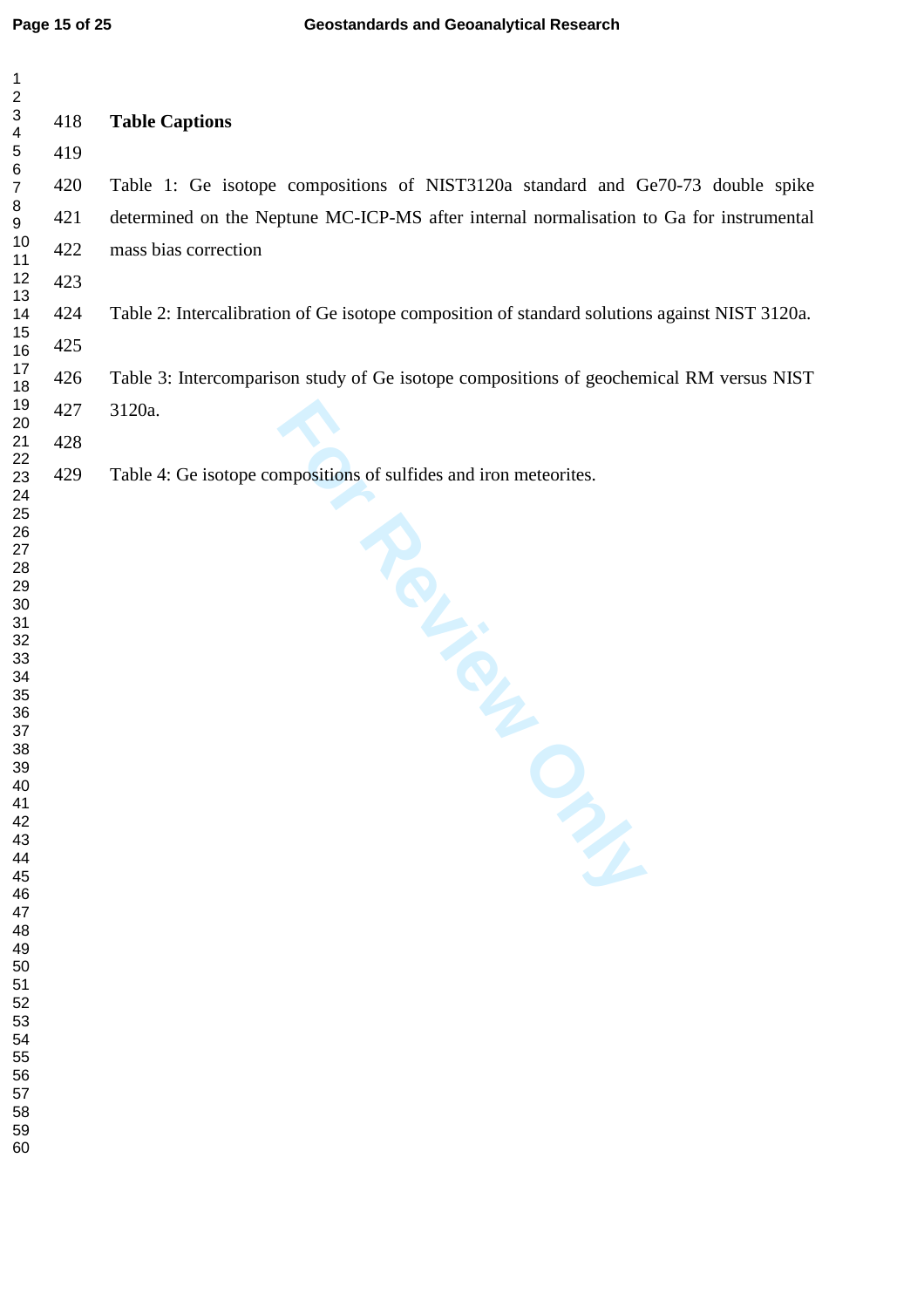**Table Captions**

Table 1: Ge isotope compositions of NIST3120a standard and Ge70-73 double spike determined on the Neptune MC-ICP-MS after internal normalisation to Ga for instrumental mass bias correction

Table 2: Intercalibration of Ge isotope composition of standard solutions against NIST 3120a.

Table 3: Intercomparison study of Ge isotope compositions of geochemical RM versus NIST 3120a.

Table 4: Ge isotope compositions of sulfides and iron meteorites.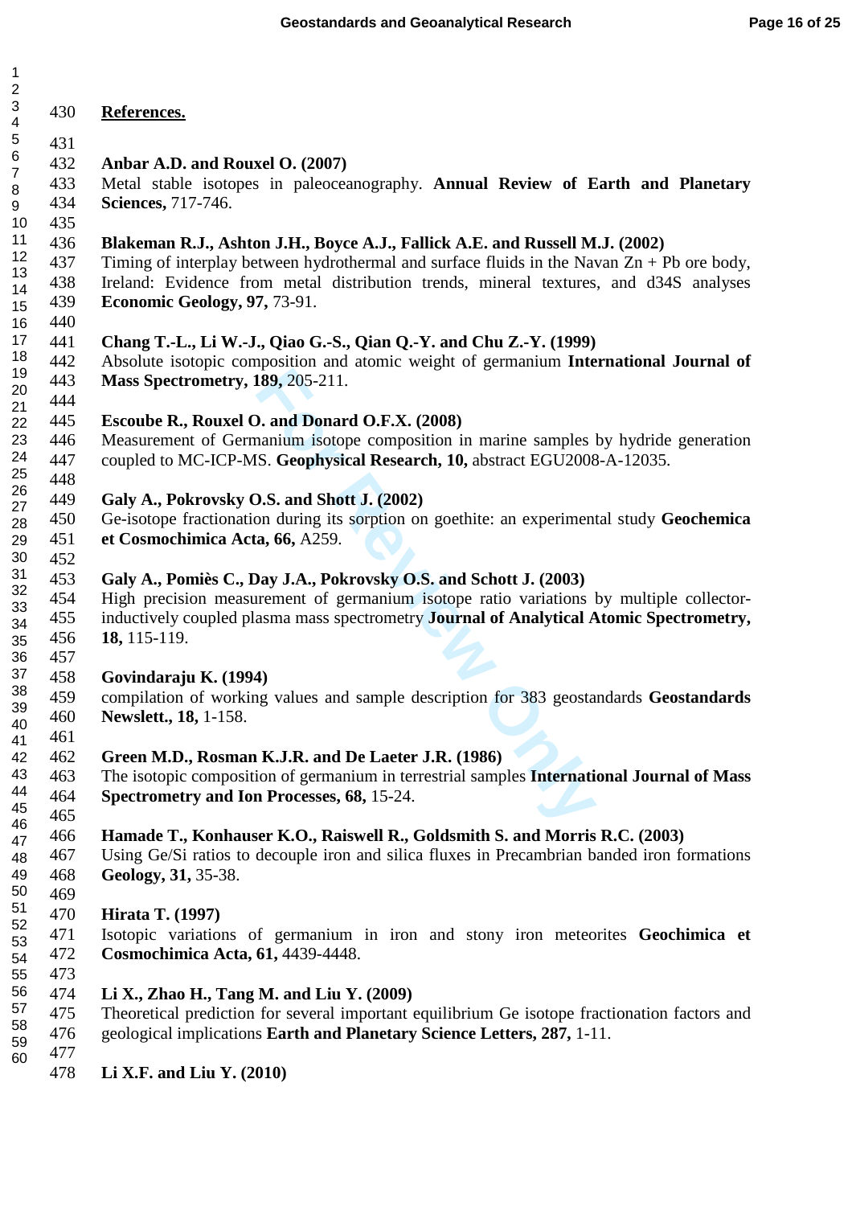## References.

**Anbar A.D. and Rouxel O. (2007)**
Metal stable isotopes in paleoceanography. **Annual Review of Earth and Planetary Sciences,** 717-746.

**Blakeman R.J., Ashton J.H., Boyce A.J., Fallick A.E. and Russell M.J. (2002)**
Timing of interplay between hydrothermal and surface fluids in the Navan Zn + Pb ore body, Ireland: Evidence from metal distribution trends, mineral textures, and d34S analyses **Economic Geology, 97,** 73-91.

**Chang T.-L., Li W.-J., Qiao G.-S., Qian Q.-Y. and Chu Z.-Y. (1999)**
Absolute isotopic composition and atomic weight of germanium **International Journal of Mass Spectrometry, 189,** 205-211.

**Escoube R., Rouxel O. and Donard O.F.X. (2008)**
Measurement of Germanium isotope composition in marine samples by hydride generation coupled to MC-ICP-MS. **Geophysical Research, 10,** abstract EGU2008-A-12035.

**Galy A., Pokrovsky O.S. and Shott J. (2002)**
Ge-isotope fractionation during its sorption on goethite: an experimental study **Geochemica et Cosmochimica Acta, 66,** A259.

**Galy A., Pomiès C., Day J.A., Pokrovsky O.S. and Schott J. (2003)**
High precision measurement of germanium isotope ratio variations by multiple collector-inductively coupled plasma mass spectrometry **Journal of Analytical Atomic Spectrometry, 18,** 115-119.

**Govindaraju K. (1994)**
compilation of working values and sample description for 383 geostandards **Geostandards Newslett., 18,** 1-158.

**Green M.D., Rosman K.J.R. and De Laeter J.R. (1986)**
The isotopic composition of germanium in terrestrial samples **International Journal of Mass Spectrometry and Ion Processes, 68,** 15-24.

**Hamade T., Konhauser K.O., Raiswell R., Goldsmith S. and Morris R.C. (2003)**
Using Ge/Si ratios to decouple iron and silica fluxes in Precambrian banded iron formations **Geology, 31,** 35-38.

**Hirata T. (1997)**
Isotopic variations of germanium in iron and stony iron meteorites **Geochimica et Cosmochimica Acta, 61,** 4439-4448.

**Li X., Zhao H., Tang M. and Liu Y. (2009)**
Theoretical prediction for several important equilibrium Ge isotope fractionation factors and geological implications **Earth and Planetary Science Letters, 287,** 1-11.

**Li X.F. and Liu Y. (2010)**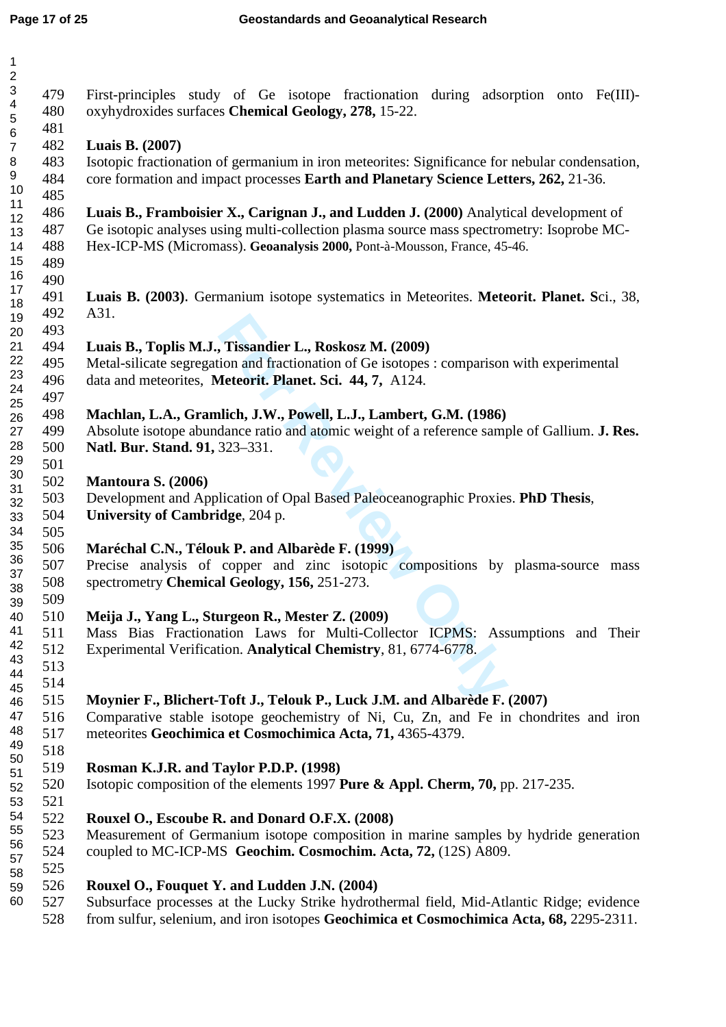First-principles study of Ge isotope fractionation during adsorption onto Fe(III)-oxyhydroxides surfaces **Chemical Geology, 278,** 15-22.

**Luais B. (2007)**
Isotopic fractionation of germanium in iron meteorites: Significance for nebular condensation, core formation and impact processes **Earth and Planetary Science Letters, 262,** 21-36.

**Luais B., Framboisier X., Carignan J., and Ludden J. (2000)** Analytical development of Ge isotopic analyses using multi-collection plasma source mass spectrometry: Isoprobe MC-Hex-ICP-MS (Micromass). **Geoanalysis 2000,** Pont-à-Mousson, France, 45-46.

**Luais B. (2003)**. Germanium isotope systematics in Meteorites. **Meteorit. Planet. S**ci., 38, A31.

**Luais B., Toplis M.J., Tissandier L., Roskosz M. (2009)**
Metal-silicate segregation and fractionation of Ge isotopes : comparison with experimental data and meteorites, **Meteorit. Planet. Sci. 44, 7,** A124.

**Machlan, L.A., Gramlich, J.W., Powell, L.J., Lambert, G.M. (1986)**
Absolute isotope abundance ratio and atomic weight of a reference sample of Gallium. **J. Res. Natl. Bur. Stand. 91,** 323–331.

**Mantoura S. (2006)**
Development and Application of Opal Based Paleoceanographic Proxies. **PhD Thesis**, **University of Cambridge**, 204 p.

**Maréchal C.N., Télouk P. and Albarède F. (1999)**
Precise analysis of copper and zinc isotopic compositions by plasma-source mass spectrometry **Chemical Geology, 156,** 251-273.

**Meija J., Yang L., Sturgeon R., Mester Z. (2009)**
Mass Bias Fractionation Laws for Multi-Collector ICPMS: Assumptions and Their Experimental Verification. **Analytical Chemistry**, 81, 6774-6778.

**Moynier F., Blichert-Toft J., Telouk P., Luck J.M. and Albarède F. (2007)**
Comparative stable isotope geochemistry of Ni, Cu, Zn, and Fe in chondrites and iron meteorites **Geochimica et Cosmochimica Acta, 71,** 4365-4379.

**Rosman K.J.R. and Taylor P.D.P. (1998)**
Isotopic composition of the elements 1997 **Pure & Appl. Cherm, 70,** pp. 217-235.

**Rouxel O., Escoube R. and Donard O.F.X. (2008)**
Measurement of Germanium isotope composition in marine samples by hydride generation coupled to MC-ICP-MS **Geochim. Cosmochim. Acta, 72,** (12S) A809.

**Rouxel O., Fouquet Y. and Ludden J.N. (2004)**
Subsurface processes at the Lucky Strike hydrothermal field, Mid-Atlantic Ridge; evidence from sulfur, selenium, and iron isotopes **Geochimica et Cosmochimica Acta, 68,** 2295-2311.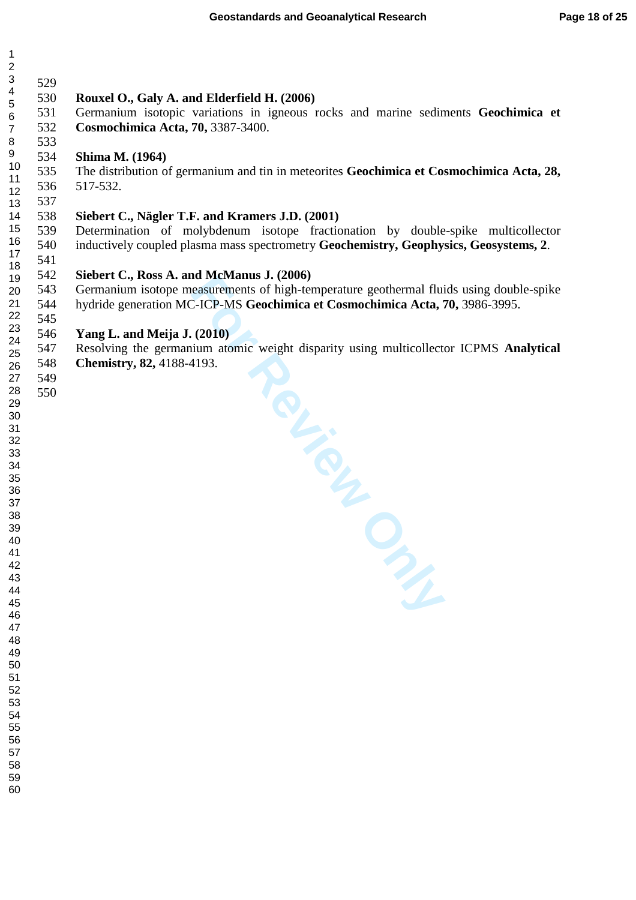**Rouxel O., Galy A. and Elderfield H. (2006)**
Germanium isotopic variations in igneous rocks and marine sediments **Geochimica et Cosmochimica Acta, 70,** 3387-3400.

**Shima M. (1964)**
The distribution of germanium and tin in meteorites **Geochimica et Cosmochimica Acta, 28,** 517-532.

**Siebert C., Nägler T.F. and Kramers J.D. (2001)**
Determination of molybdenum isotope fractionation by double-spike multicollector inductively coupled plasma mass spectrometry **Geochemistry, Geophysics, Geosystems, 2**.

**Siebert C., Ross A. and McManus J. (2006)**
Germanium isotope measurements of high-temperature geothermal fluids using double-spike hydride generation MC-ICP-MS **Geochimica et Cosmochimica Acta, 70,** 3986-3995.

**Yang L. and Meija J. (2010)**
Resolving the germanium atomic weight disparity using multicollector ICPMS **Analytical Chemistry, 82,** 4188-4193.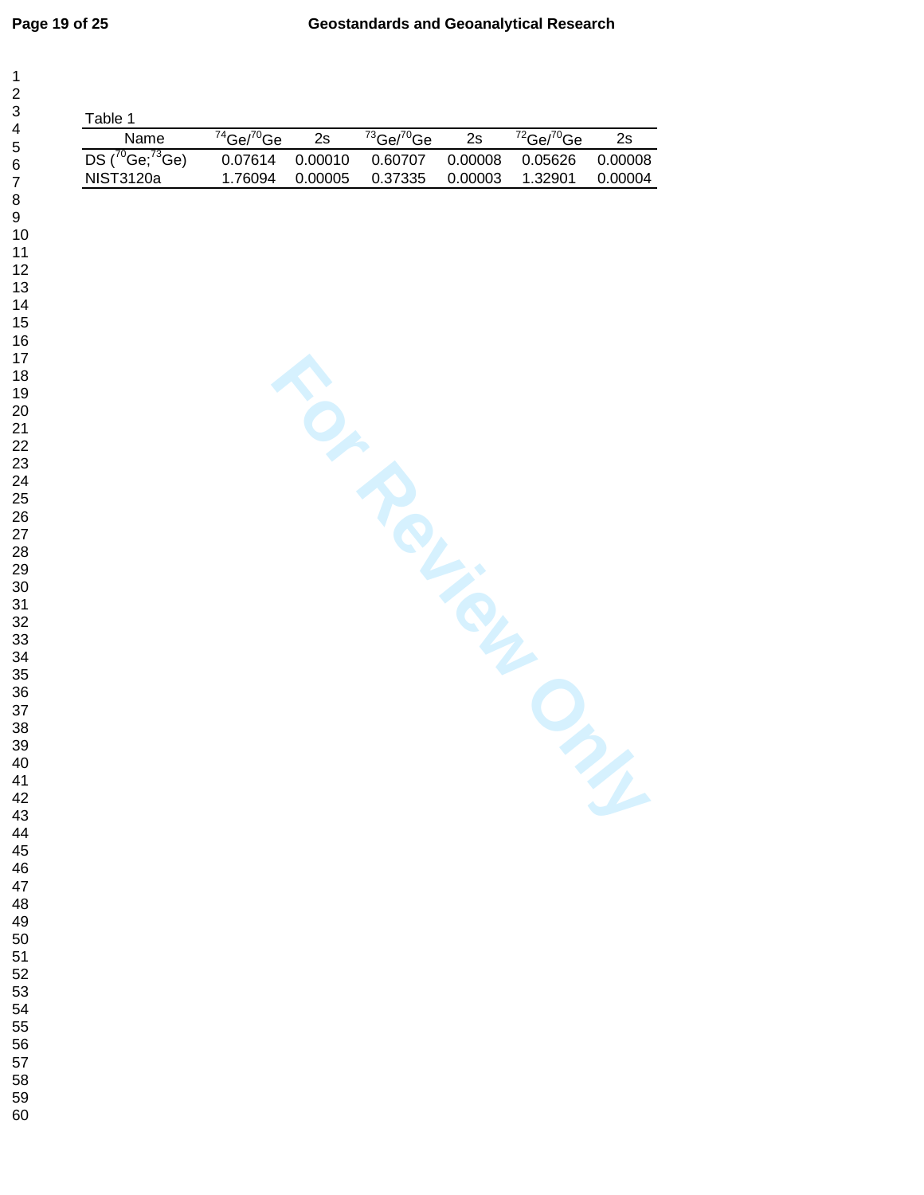Table 1

| Name | $^{74}Ge/^{70}Ge$ | 2s | $^{73}Ge/^{70}Ge$ | 2s | $^{72}Ge/^{70}Ge$ | 2s |
|---|---|---|---|---|---|---|
| DS ($^{70}Ge$;$^{73}Ge$) | 0.07614 | 0.00010 | 0.60707 | 0.00008 | 0.05626 | 0.00008 |
| NIST3120a | 1.76094 | 0.00005 | 0.37335 | 0.00003 | 1.32901 | 0.00004 |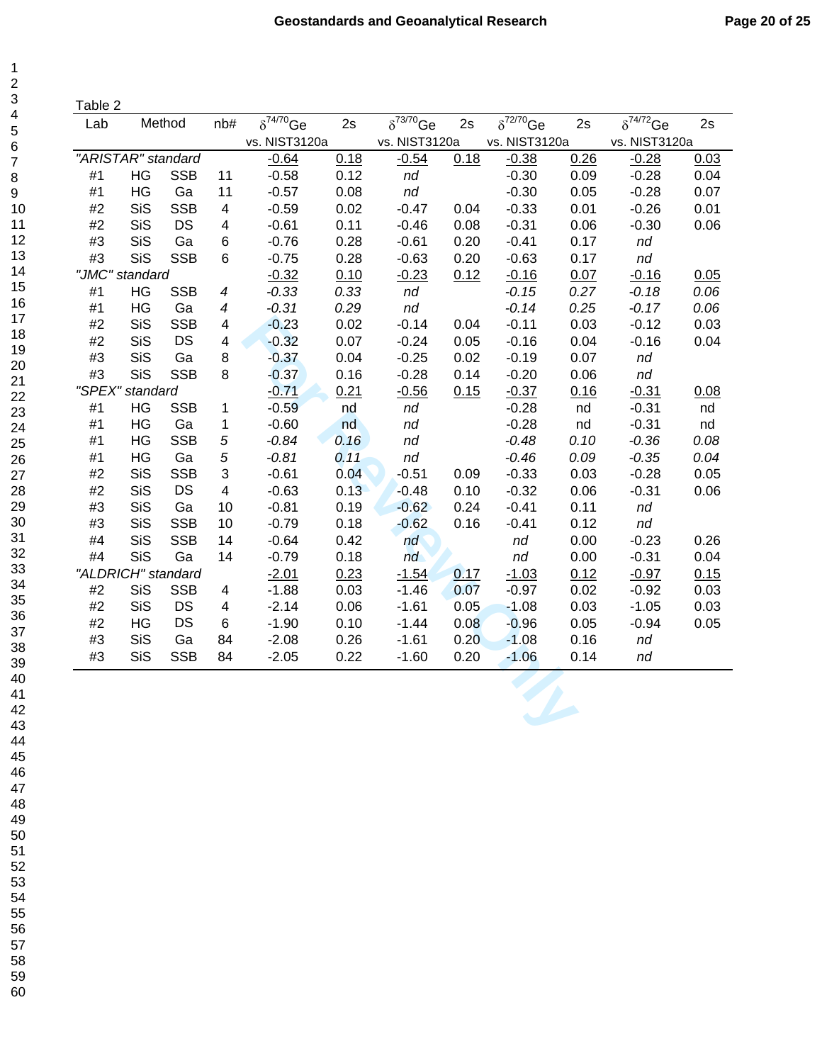Table 2

| Lab | Method | | nb# | $\delta^{74/70}$Ge vs. NIST3120a | 2s | $\delta^{73/70}$Ge vs. NIST3120a | 2s | $\delta^{72/70}$Ge vs. NIST3120a | 2s | $\delta^{74/72}$Ge vs. NIST3120a | 2s |
|---|---|---|---|---|---|---|---|---|---|---|---|
| *"ARISTAR" standard* | | | | -0.64 | 0.18 | -0.54 | 0.18 | -0.38 | 0.26 | -0.28 | 0.03 |
| #1 | HG | SSB | 11 | -0.58 | 0.12 | *nd* | | -0.30 | 0.09 | -0.28 | 0.04 |
| #1 | HG | Ga | 11 | -0.57 | 0.08 | *nd* | | -0.30 | 0.05 | -0.28 | 0.07 |
| #2 | SiS | SSB | 4 | -0.59 | 0.02 | -0.47 | 0.04 | -0.33 | 0.01 | -0.26 | 0.01 |
| #2 | SiS | DS | 4 | -0.61 | 0.11 | -0.46 | 0.08 | -0.31 | 0.06 | -0.30 | 0.06 |
| #3 | SiS | Ga | 6 | -0.76 | 0.28 | -0.61 | 0.20 | -0.41 | 0.17 | *nd* | |
| #3 | SiS | SSB | 6 | -0.75 | 0.28 | -0.63 | 0.20 | -0.63 | 0.17 | *nd* | |
| *"JMC" standard* | | | | -0.32 | 0.10 | -0.23 | 0.12 | -0.16 | 0.07 | -0.16 | 0.05 |
| #1 | HG | SSB | *4* | *-0.33* | *0.33* | *nd* | | *-0.15* | *0.27* | *-0.18* | *0.06* |
| #1 | HG | Ga | *4* | *-0.31* | *0.29* | *nd* | | *-0.14* | *0.25* | *-0.17* | *0.06* |
| #2 | SiS | SSB | 4 | -0.23 | 0.02 | -0.14 | 0.04 | -0.11 | 0.03 | -0.12 | 0.03 |
| #2 | SiS | DS | 4 | -0.32 | 0.07 | -0.24 | 0.05 | -0.16 | 0.04 | -0.16 | 0.04 |
| #3 | SiS | Ga | 8 | -0.37 | 0.04 | -0.25 | 0.02 | -0.19 | 0.07 | *nd* | |
| #3 | SiS | SSB | 8 | -0.37 | 0.16 | -0.28 | 0.14 | -0.20 | 0.06 | *nd* | |
| *"SPEX" standard* | | | | -0.71 | 0.21 | -0.56 | 0.15 | -0.37 | 0.16 | -0.31 | 0.08 |
| #1 | HG | SSB | 1 | -0.59 | nd | *nd* | | -0.28 | nd | -0.31 | nd |
| #1 | HG | Ga | 1 | -0.60 | nd | *nd* | | -0.28 | nd | -0.31 | nd |
| #1 | HG | SSB | *5* | *-0.84* | *0.16* | *nd* | | *-0.48* | *0.10* | *-0.36* | *0.08* |
| #1 | HG | Ga | *5* | *-0.81* | *0.11* | *nd* | | *-0.46* | *0.09* | *-0.35* | *0.04* |
| #2 | SiS | SSB | 3 | -0.61 | 0.04 | -0.51 | 0.09 | -0.33 | 0.03 | -0.28 | 0.05 |
| #2 | SiS | DS | 4 | -0.63 | 0.13 | -0.48 | 0.10 | -0.32 | 0.06 | -0.31 | 0.06 |
| #3 | SiS | Ga | 10 | -0.81 | 0.19 | -0.62 | 0.24 | -0.41 | 0.11 | *nd* | |
| #3 | SiS | SSB | 10 | -0.79 | 0.18 | -0.62 | 0.16 | -0.41 | 0.12 | *nd* | |
| #4 | SiS | SSB | 14 | -0.64 | 0.42 | *nd* | | *nd* | 0.00 | -0.23 | 0.26 |
| #4 | SiS | Ga | 14 | -0.79 | 0.18 | *nd* | | *nd* | 0.00 | -0.31 | 0.04 |
| *"ALDRICH" standard* | | | | -2.01 | 0.23 | -1.54 | 0.17 | -1.03 | 0.12 | -0.97 | 0.15 |
| #2 | SiS | SSB | 4 | -1.88 | 0.03 | -1.46 | 0.07 | -0.97 | 0.02 | -0.92 | 0.03 |
| #2 | SiS | DS | 4 | -2.14 | 0.06 | -1.61 | 0.05 | -1.08 | 0.03 | -1.05 | 0.03 |
| #2 | HG | DS | 6 | -1.90 | 0.10 | -1.44 | 0.08 | -0.96 | 0.05 | -0.94 | 0.05 |
| #3 | SiS | Ga | 84 | -2.08 | 0.26 | -1.61 | 0.20 | -1.08 | 0.16 | *nd* | |
| #3 | SiS | SSB | 84 | -2.05 | 0.22 | -1.60 | 0.20 | -1.06 | 0.14 | *nd* | |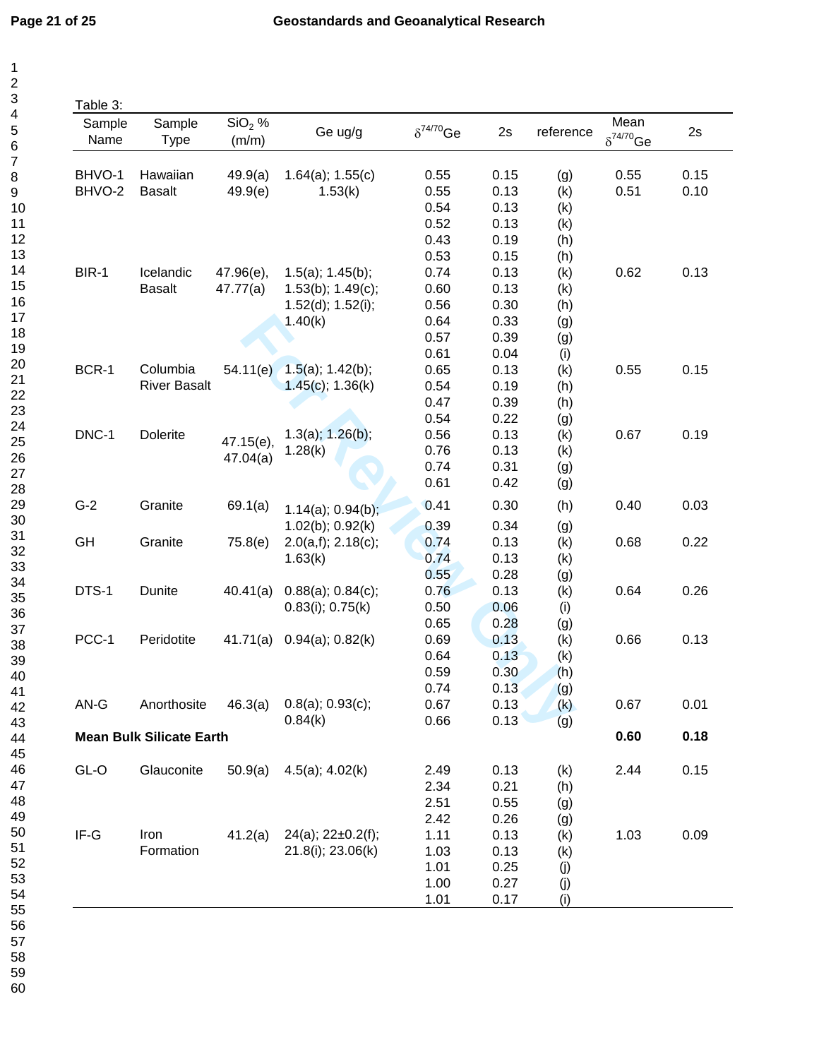Table 3:

| Sample Name | Sample Type | $SiO_2$ % (m/m) | Ge ug/g | $\delta^{74/70}Ge$ | 2s | reference | Mean $\delta^{74/70}Ge$ | 2s |
|---|---|---|---|---|---|---|---|---|
| BHVO-1 | Hawaiian | 49.9(a) | 1.64(a); 1.55(c) | 0.55 | 0.15 | (g) | 0.55 | 0.15 |
| BHVO-2 | Basalt | 49.9(e) | 1.53(k) | 0.55 | 0.13 | (k) | 0.51 | 0.10 |
| | | | | 0.54 | 0.13 | (k) | | |
| | | | | 0.52 | 0.13 | (k) | | |
| | | | | 0.43 | 0.19 | (h) | | |
| | | | | 0.53 | 0.15 | (h) | | |
| BIR-1 | Icelandic Basalt | 47.96(e), 47.77(a) | 1.5(a); 1.45(b); 1.53(b); 1.49(c); 1.52(d); 1.52(i); 1.40(k) | 0.74 | 0.13 | (k) | 0.62 | 0.13 |
| | | | | 0.60 | 0.13 | (k) | | |
| | | | | 0.56 | 0.30 | (h) | | |
| | | | | 0.64 | 0.33 | (g) | | |
| | | | | 0.57 | 0.39 | (g) | | |
| | | | | 0.61 | 0.04 | (i) | | |
| BCR-1 | Columbia River Basalt | 54.11(e) | 1.5(a); 1.42(b); 1.45(c); 1.36(k) | 0.65 | 0.13 | (k) | 0.55 | 0.15 |
| | | | | 0.54 | 0.19 | (h) | | |
| | | | | 0.47 | 0.39 | (h) | | |
| | | | | 0.54 | 0.22 | (g) | | |
| DNC-1 | Dolerite | 47.15(e), 47.04(a) | 1.3(a); 1.26(b); 1.28(k) | 0.56 | 0.13 | (k) | 0.67 | 0.19 |
| | | | | 0.76 | 0.13 | (k) | | |
| | | | | 0.74 | 0.31 | (g) | | |
| | | | | 0.61 | 0.42 | (g) | | |
| G-2 | Granite | 69.1(a) | 1.14(a); 0.94(b); 1.02(b); 0.92(k) | 0.41 | 0.30 | (h) | 0.40 | 0.03 |
| | | | | 0.39 | 0.34 | (g) | | |
| GH | Granite | 75.8(e) | 2.0(a,f); 2.18(c); 1.63(k) | 0.74 | 0.13 | (k) | 0.68 | 0.22 |
| | | | | 0.74 | 0.13 | (k) | | |
| | | | | 0.55 | 0.28 | (g) | | |
| DTS-1 | Dunite | 40.41(a) | 0.88(a); 0.84(c); 0.83(i); 0.75(k) | 0.76 | 0.13 | (k) | 0.64 | 0.26 |
| | | | | 0.50 | 0.06 | (i) | | |
| | | | | 0.65 | 0.28 | (g) | | |
| PCC-1 | Peridotite | 41.71(a) | 0.94(a); 0.82(k) | 0.69 | 0.13 | (k) | 0.66 | 0.13 |
| | | | | 0.64 | 0.13 | (k) | | |
| | | | | 0.59 | 0.30 | (h) | | |
| | | | | 0.74 | 0.13 | (g) | | |
| AN-G | Anorthosite | 46.3(a) | 0.8(a); 0.93(c); 0.84(k) | 0.67 | 0.13 | (k) | 0.67 | 0.01 |
| | | | | 0.66 | 0.13 | (g) | | |
| **Mean Bulk Silicate Earth** | | | | | | | **0.60** | **0.18** |
| GL-O | Glauconite | 50.9(a) | 4.5(a); 4.02(k) | 2.49 | 0.13 | (k) | 2.44 | 0.15 |
| | | | | 2.34 | 0.21 | (h) | | |
| | | | | 2.51 | 0.55 | (g) | | |
| | | | | 2.42 | 0.26 | (g) | | |
| IF-G | Iron Formation | 41.2(a) | 24(a); 22±0.2(f); 21.8(i); 23.06(k) | 1.11 | 0.13 | (k) | 1.03 | 0.09 |
| | | | | 1.03 | 0.13 | (k) | | |
| | | | | 1.01 | 0.25 | (j) | | |
| | | | | 1.00 | 0.27 | (j) | | |
| | | | | 1.01 | 0.17 | (i) | | |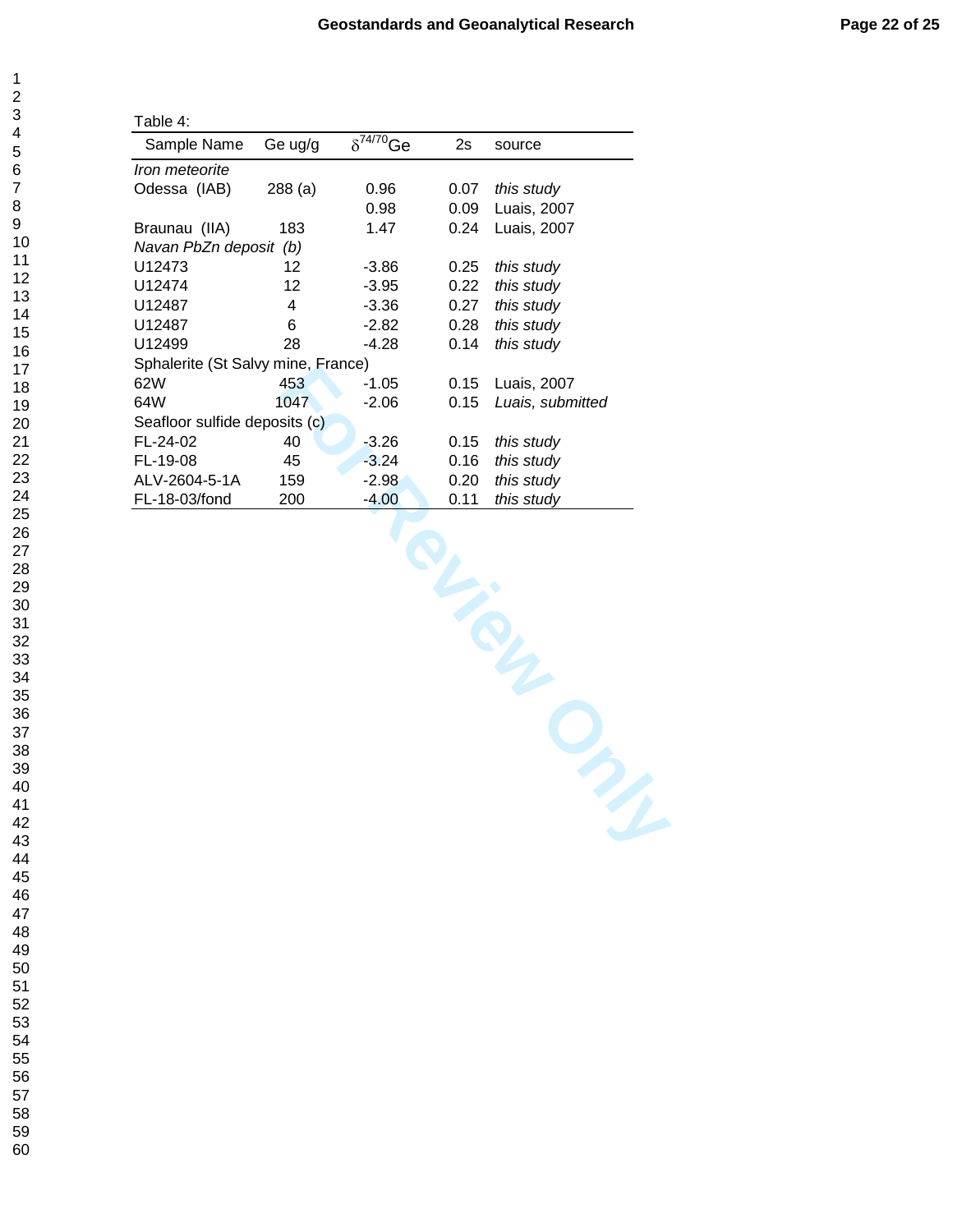Table 4:

| Sample Name | Ge ug/g | $\delta^{74/70}$Ge | 2s | source |
|---|---|---|---|---|
| *Iron meteorite* | | | | |
| Odessa (IAB) | 288 (a) | 0.96 | 0.07 | *this study* |
| | | 0.98 | 0.09 | Luais, 2007 |
| Braunau (IIA) | 183 | 1.47 | 0.24 | Luais, 2007 |
| *Navan PbZn deposit (b)* | | | | |
| U12473 | 12 | -3.86 | 0.25 | *this study* |
| U12474 | 12 | -3.95 | 0.22 | *this study* |
| U12487 | 4 | -3.36 | 0.27 | *this study* |
| U12487 | 6 | -2.82 | 0.28 | *this study* |
| U12499 | 28 | -4.28 | 0.14 | *this study* |
| Sphalerite (St Salvy mine, France) | | | | |
| 62W | 453 | -1.05 | 0.15 | Luais, 2007 |
| 64W | 1047 | -2.06 | 0.15 | *Luais, submitted* |
| Seafloor sulfide deposits (c) | | | | |
| FL-24-02 | 40 | -3.26 | 0.15 | *this study* |
| FL-19-08 | 45 | -3.24 | 0.16 | *this study* |
| ALV-2604-5-1A | 159 | -2.98 | 0.20 | *this study* |
| FL-18-03/fond | 200 | -4.00 | 0.11 | *this study* |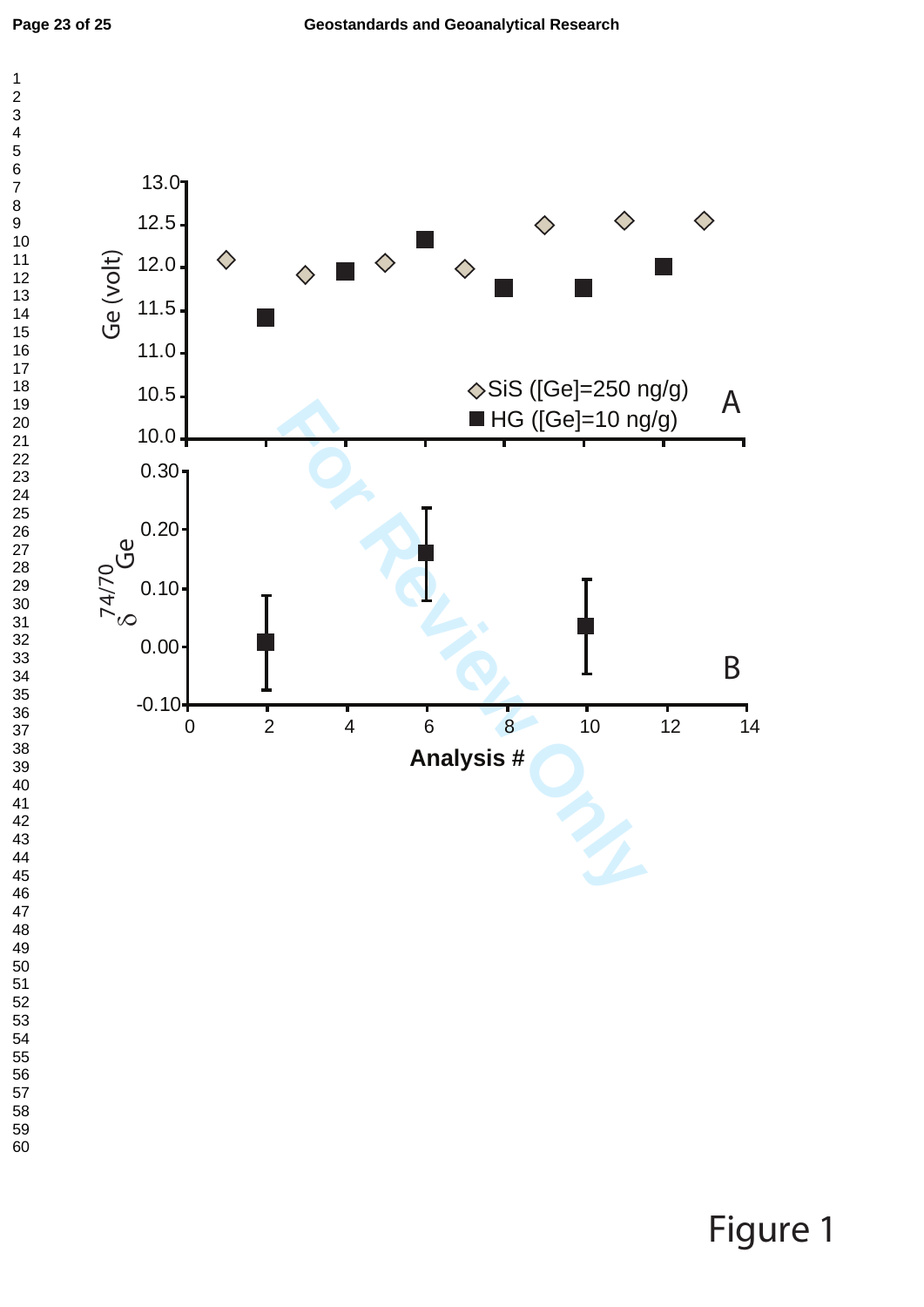Figure 1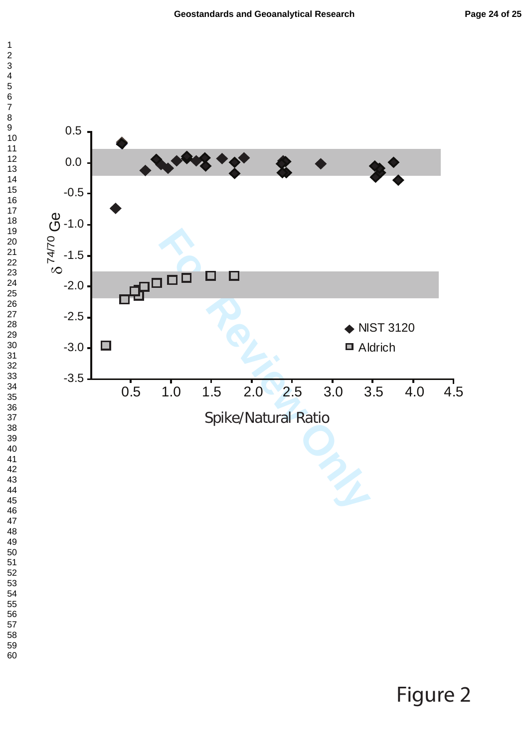Figure 2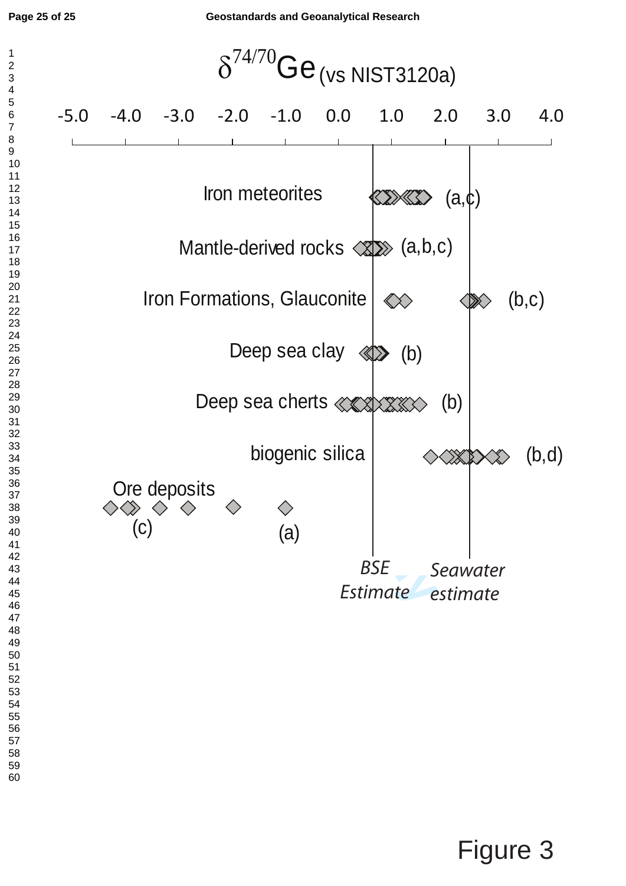$\delta^{74/70}$Ge (vs NIST3120a)

-5.0 -4.0 -3.0 -2.0 -1.0 0.0 1.0 2.0 3.0 4.0

Iron meteorites (a,c)

Mantle-derived rocks (a,b,c)

Iron Formations, Glauconite (b,c)

Deep sea clay (b)

Deep sea cherts (b)

biogenic silica (b,d)

Ore deposits

(c)

(a)

BSE Estimate

Seawater estimate

Figure 3